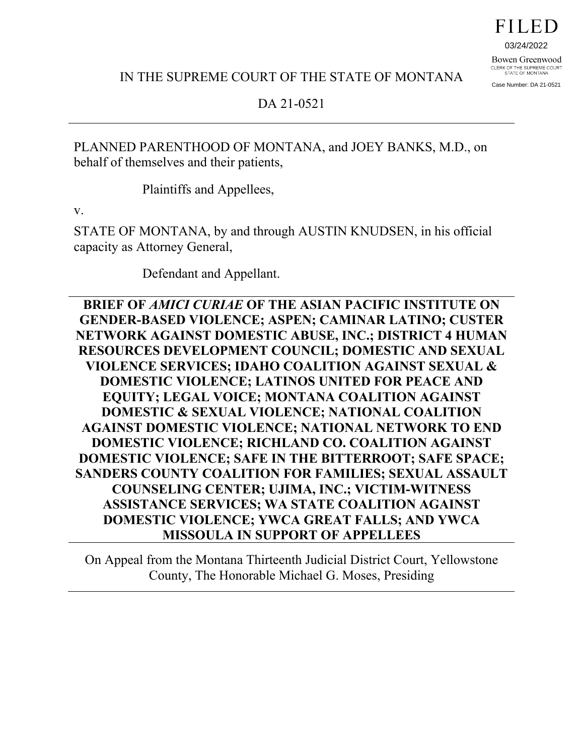FILED

03/24/2022

Bowen Greenwood
CLERK OF THE SUPREME COURT
STATE OF MONTANA

Case Number: DA 21-0521

IN THE SUPREME COURT OF THE STATE OF MONTANA

DA 21-0521

---

PLANNED PARENTHOOD OF MONTANA, and JOEY BANKS, M.D., on behalf of themselves and their patients,

Plaintiffs and Appellees,

v.

STATE OF MONTANA, by and through AUSTIN KNUDSEN, in his official capacity as Attorney General,

Defendant and Appellant.

---

**BRIEF OF *AMICI CURIAE* OF THE ASIAN PACIFIC INSTITUTE ON GENDER-BASED VIOLENCE; ASPEN; CAMINAR LATINO; CUSTER NETWORK AGAINST DOMESTIC ABUSE, INC.; DISTRICT 4 HUMAN RESOURCES DEVELOPMENT COUNCIL; DOMESTIC AND SEXUAL VIOLENCE SERVICES; IDAHO COALITION AGAINST SEXUAL & DOMESTIC VIOLENCE; LATINOS UNITED FOR PEACE AND EQUITY; LEGAL VOICE; MONTANA COALITION AGAINST DOMESTIC & SEXUAL VIOLENCE; NATIONAL COALITION AGAINST DOMESTIC VIOLENCE; NATIONAL NETWORK TO END DOMESTIC VIOLENCE; RICHLAND CO. COALITION AGAINST DOMESTIC VIOLENCE; SAFE IN THE BITTERROOT; SAFE SPACE; SANDERS COUNTY COALITION FOR FAMILIES; SEXUAL ASSAULT COUNSELING CENTER; UJIMA, INC.; VICTIM-WITNESS ASSISTANCE SERVICES; WA STATE COALITION AGAINST DOMESTIC VIOLENCE; YWCA GREAT FALLS; AND YWCA MISSOULA IN SUPPORT OF APPELLEES**

---

On Appeal from the Montana Thirteenth Judicial District Court, Yellowstone County, The Honorable Michael G. Moses, Presiding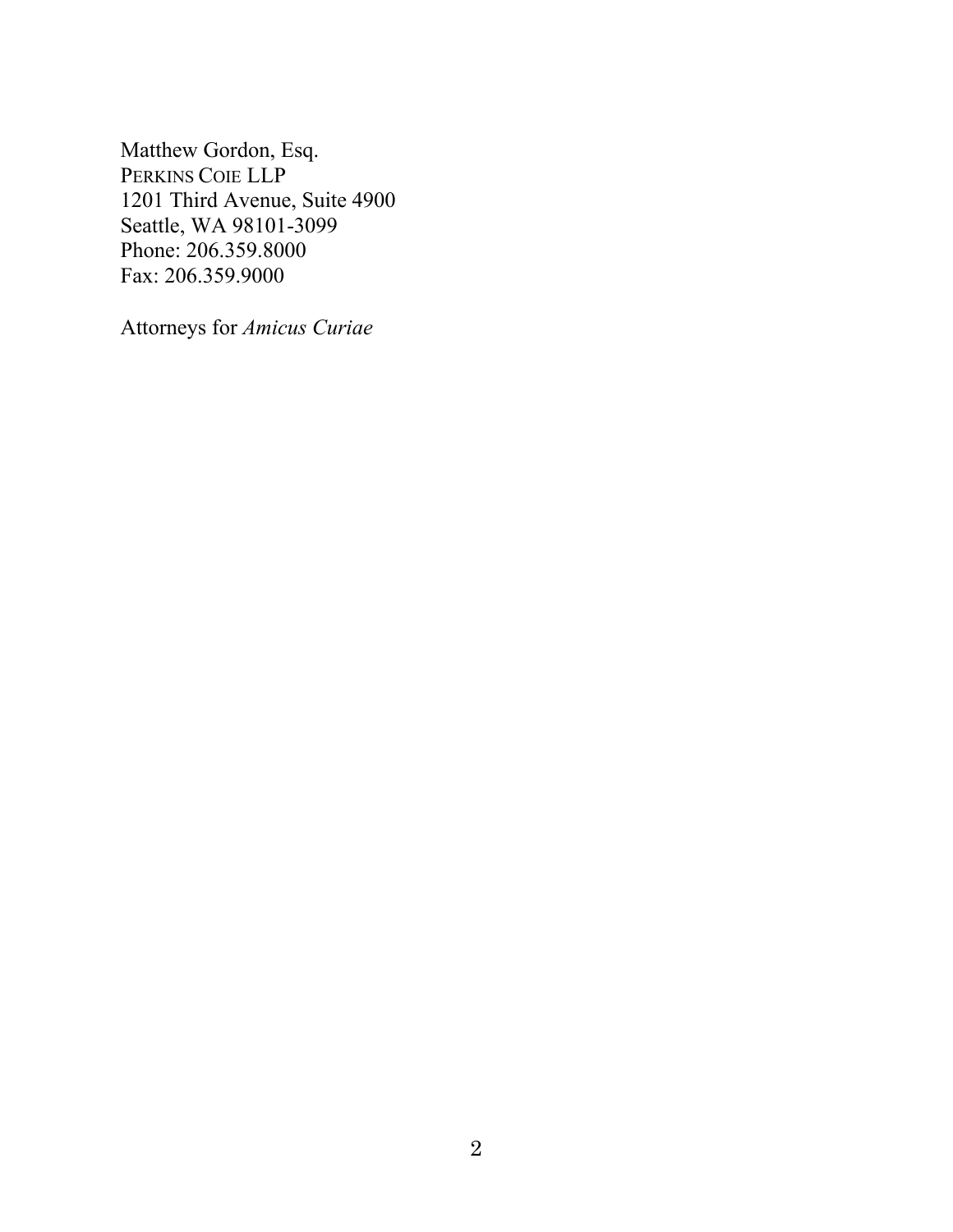Matthew Gordon, Esq.
PERKINS COIE LLP
1201 Third Avenue, Suite 4900
Seattle, WA 98101-3099
Phone: 206.359.8000
Fax: 206.359.9000

Attorneys for *Amicus Curiae*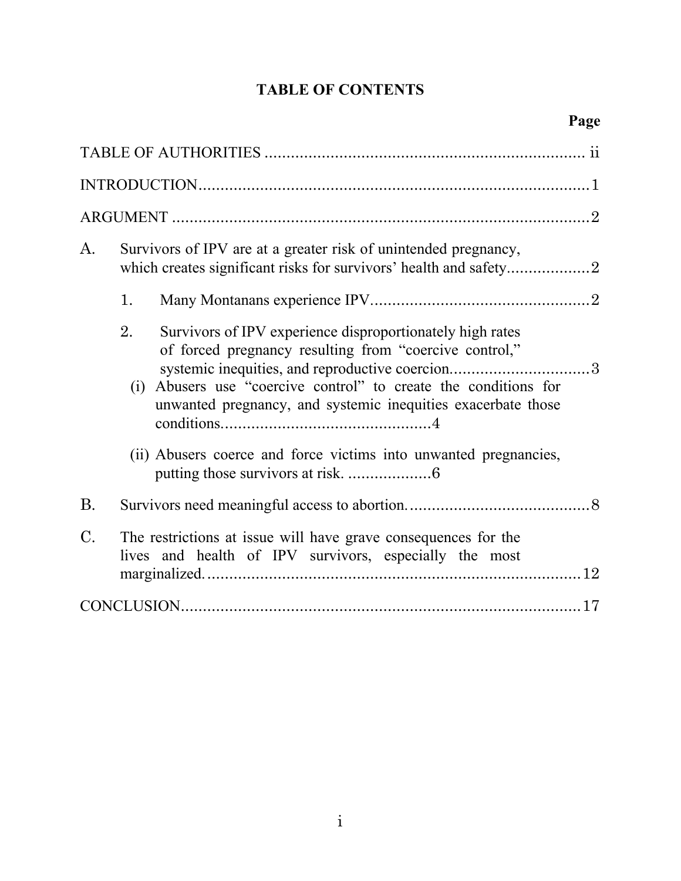# TABLE OF CONTENTS

**Page**

TABLE OF AUTHORITIES .......................................................................... ii

INTRODUCTION.........................................................................................1

ARGUMENT ...............................................................................................2

A. Survivors of IPV are at a greater risk of unintended pregnancy, which creates significant risks for survivors' health and safety...................2

   1. Many Montanans experience IPV..................................................2

   2. Survivors of IPV experience disproportionately high rates of forced pregnancy resulting from "coercive control," systemic inequities, and reproductive coercion................................3

      (i) Abusers use "coercive control" to create the conditions for unwanted pregnancy, and systemic inequities exacerbate those conditions................................................4

      (ii) Abusers coerce and force victims into unwanted pregnancies, putting those survivors at risk. ...................6

B. Survivors need meaningful access to abortion..........................................8

C. The restrictions at issue will have grave consequences for the lives and health of IPV survivors, especially the most marginalized.....................................................................................12

CONCLUSION...........................................................................................17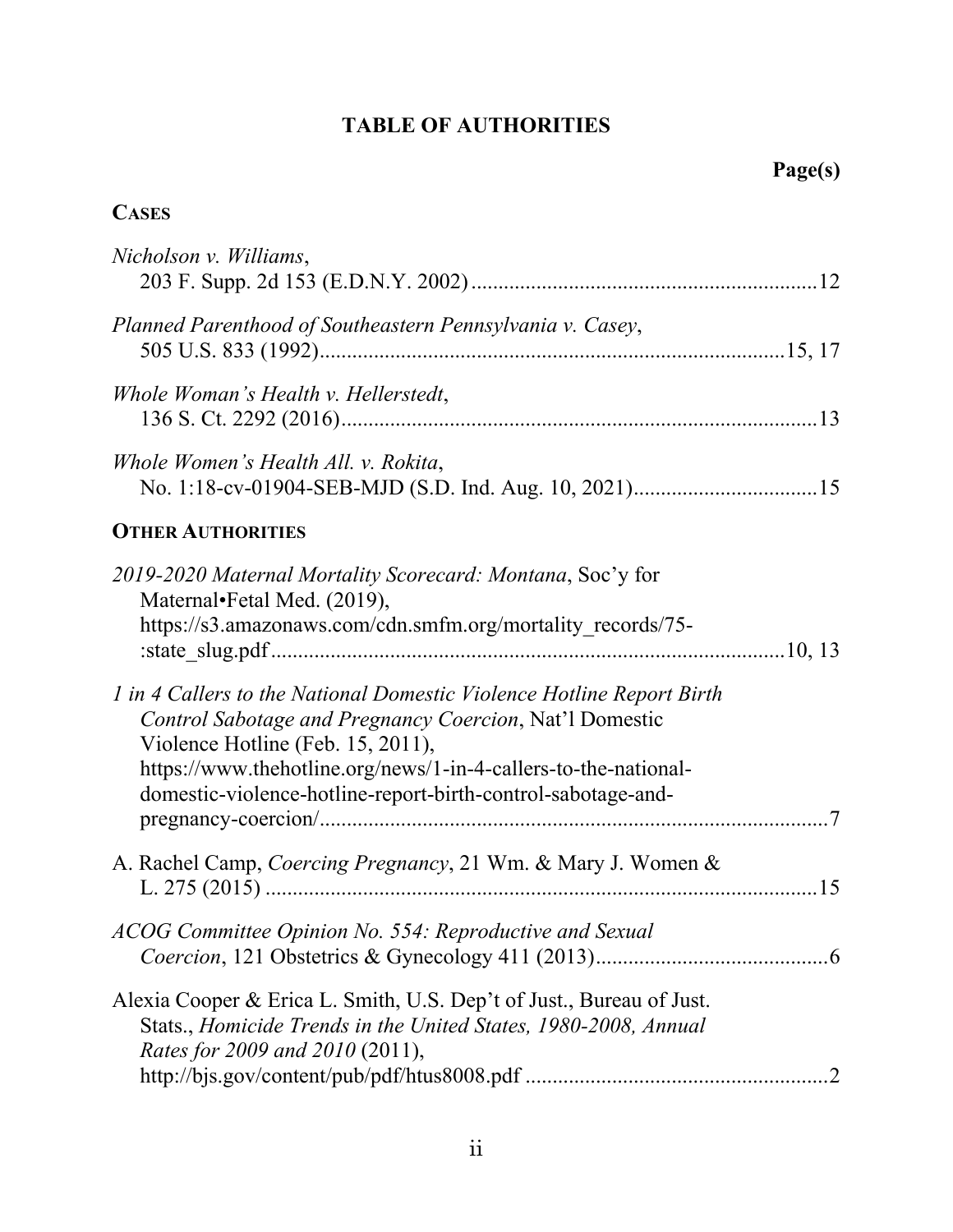# TABLE OF AUTHORITIES

**Page(s)**

## CASES

*Nicholson v. Williams*,
203 F. Supp. 2d 153 (E.D.N.Y. 2002) ................................................................ 12

*Planned Parenthood of Southeastern Pennsylvania v. Casey*,
505 U.S. 833 (1992)...................................................................................... 15, 17

*Whole Woman's Health v. Hellerstedt*,
136 S. Ct. 2292 (2016)........................................................................................ 13

*Whole Women's Health All. v. Rokita*,
No. 1:18-cv-01904-SEB-MJD (S.D. Ind. Aug. 10, 2021).................................. 15

## OTHER AUTHORITIES

*2019-2020 Maternal Mortality Scorecard: Montana*, Soc'y for Maternal•Fetal Med. (2019), https://s3.amazonaws.com/cdn.smfm.org/mortality_records/75-:state_slug.pdf ............................................................................................ 10, 13

*1 in 4 Callers to the National Domestic Violence Hotline Report Birth Control Sabotage and Pregnancy Coercion*, Nat'l Domestic Violence Hotline (Feb. 15, 2011), https://www.thehotline.org/news/1-in-4-callers-to-the-national-domestic-violence-hotline-report-birth-control-sabotage-and-pregnancy-coercion/............................................................................................. 7

A. Rachel Camp, *Coercing Pregnancy*, 21 Wm. & Mary J. Women & L. 275 (2015) ..................................................................................................... 15

*ACOG Committee Opinion No. 554: Reproductive and Sexual Coercion*, 121 Obstetrics & Gynecology 411 (2013)........................................... 6

Alexia Cooper & Erica L. Smith, U.S. Dep't of Just., Bureau of Just. Stats., *Homicide Trends in the United States, 1980-2008, Annual Rates for 2009 and 2010* (2011), http://bjs.gov/content/pub/pdf/htus8008.pdf ....................................................... 2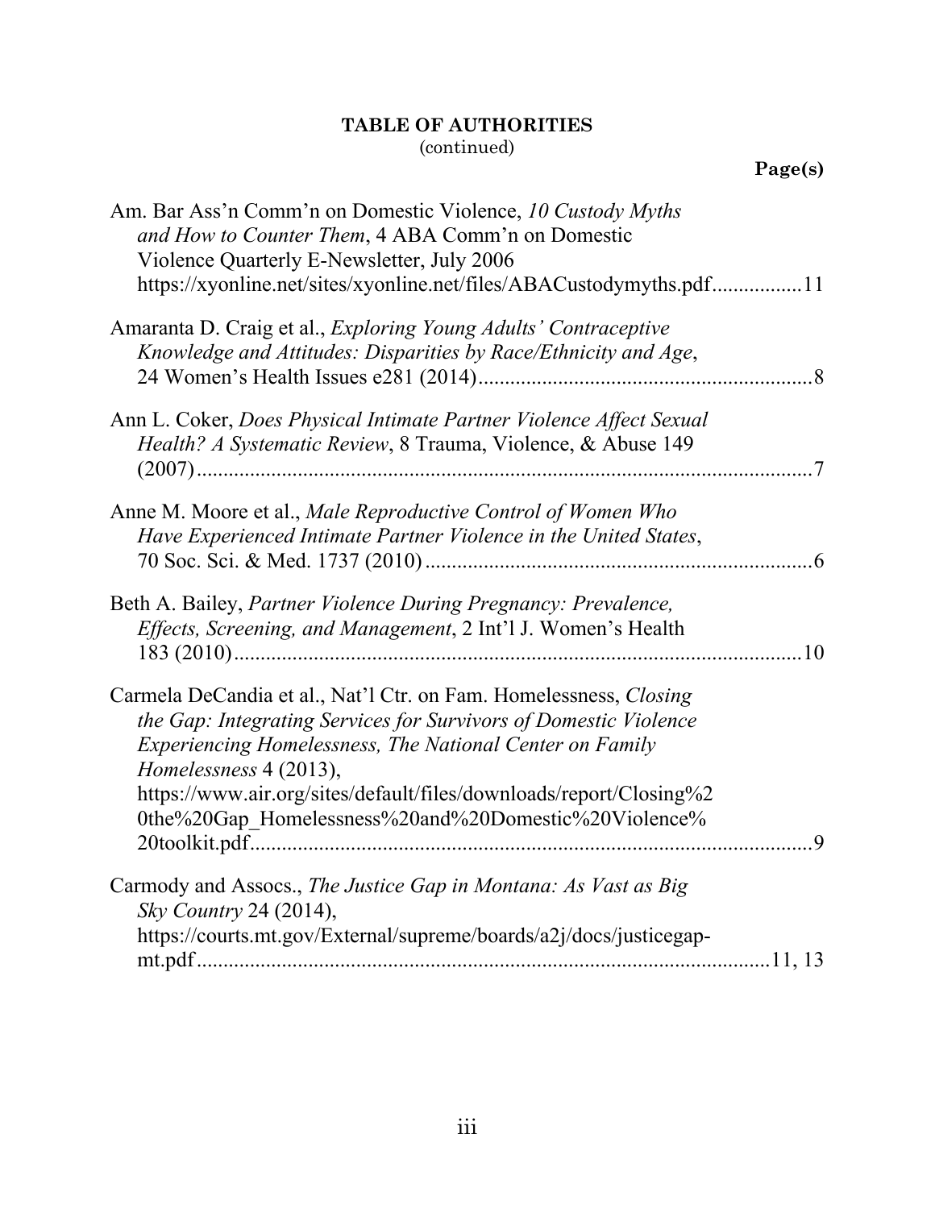**TABLE OF AUTHORITIES**
(continued)

**Page(s)**

Am. Bar Ass'n Comm'n on Domestic Violence, *10 Custody Myths and How to Counter Them*, 4 ABA Comm'n on Domestic Violence Quarterly E-Newsletter, July 2006 https://xyonline.net/sites/xyonline.net/files/ABACustodymyths.pdf................11

Amaranta D. Craig et al., *Exploring Young Adults' Contraceptive Knowledge and Attitudes: Disparities by Race/Ethnicity and Age*, 24 Women's Health Issues e281 (2014)...............................................................8

Ann L. Coker, *Does Physical Intimate Partner Violence Affect Sexual Health? A Systematic Review*, 8 Trauma, Violence, & Abuse 149 (2007).....................................................................................................7

Anne M. Moore et al., *Male Reproductive Control of Women Who Have Experienced Intimate Partner Violence in the United States*, 70 Soc. Sci. & Med. 1737 (2010)........................................................................6

Beth A. Bailey, *Partner Violence During Pregnancy: Prevalence, Effects, Screening, and Management*, 2 Int'l J. Women's Health 183 (2010)..........................................................................................10

Carmela DeCandia et al., Nat'l Ctr. on Fam. Homelessness, *Closing the Gap: Integrating Services for Survivors of Domestic Violence Experiencing Homelessness, The National Center on Family Homelessness* 4 (2013), https://www.air.org/sites/default/files/downloads/report/Closing%20the%20Gap_Homelessness%20and%20Domestic%20Violence%20toolkit.pdf........................................................................................9

Carmody and Assocs., *The Justice Gap in Montana: As Vast as Big Sky Country* 24 (2014), https://courts.mt.gov/External/supreme/boards/a2j/docs/justicegap-mt.pdf..........................................................................................11, 13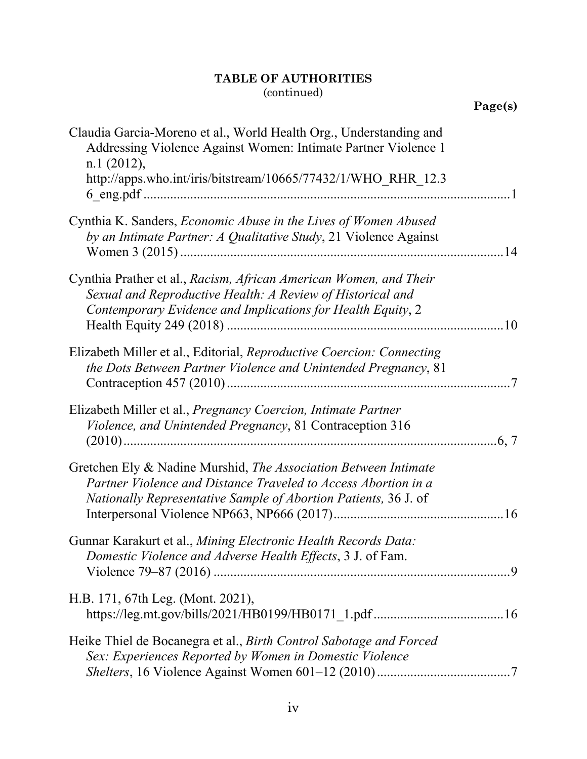**TABLE OF AUTHORITIES**
(continued)

**Page(s)**

Claudia Garcia-Moreno et al., World Health Org., Understanding and Addressing Violence Against Women: Intimate Partner Violence 1 n.1 (2012), http://apps.who.int/iris/bitstream/10665/77432/1/WHO_RHR_12.36_eng.pdf ........................................................................................................1

Cynthia K. Sanders, *Economic Abuse in the Lives of Women Abused by an Intimate Partner: A Qualitative Study*, 21 Violence Against Women 3 (2015) ..................................................................................................14

Cynthia Prather et al., *Racism, African American Women, and Their Sexual and Reproductive Health: A Review of Historical and Contemporary Evidence and Implications for Health Equity*, 2 Health Equity 249 (2018) ....................................................................................10

Elizabeth Miller et al., Editorial, *Reproductive Coercion: Connecting the Dots Between Partner Violence and Unintended Pregnancy*, 81 Contraception 457 (2010) .....................................................................................7

Elizabeth Miller et al., *Pregnancy Coercion, Intimate Partner Violence, and Unintended Pregnancy*, 81 Contraception 316 (2010) ..................................................................................................................6, 7

Gretchen Ely & Nadine Murshid, *The Association Between Intimate Partner Violence and Distance Traveled to Access Abortion in a Nationally Representative Sample of Abortion Patients,* 36 J. of Interpersonal Violence NP663, NP666 (2017)...................................................16

Gunnar Karakurt et al., *Mining Electronic Health Records Data: Domestic Violence and Adverse Health Effects*, 3 J. of Fam. Violence 79–87 (2016) ........................................................................................9

H.B. 171, 67th Leg. (Mont. 2021), https://leg.mt.gov/bills/2021/HB0199/HB0171_1.pdf .......................................16

Heike Thiel de Bocanegra et al., *Birth Control Sabotage and Forced Sex: Experiences Reported by Women in Domestic Violence Shelters*, 16 Violence Against Women 601–12 (2010) ........................................7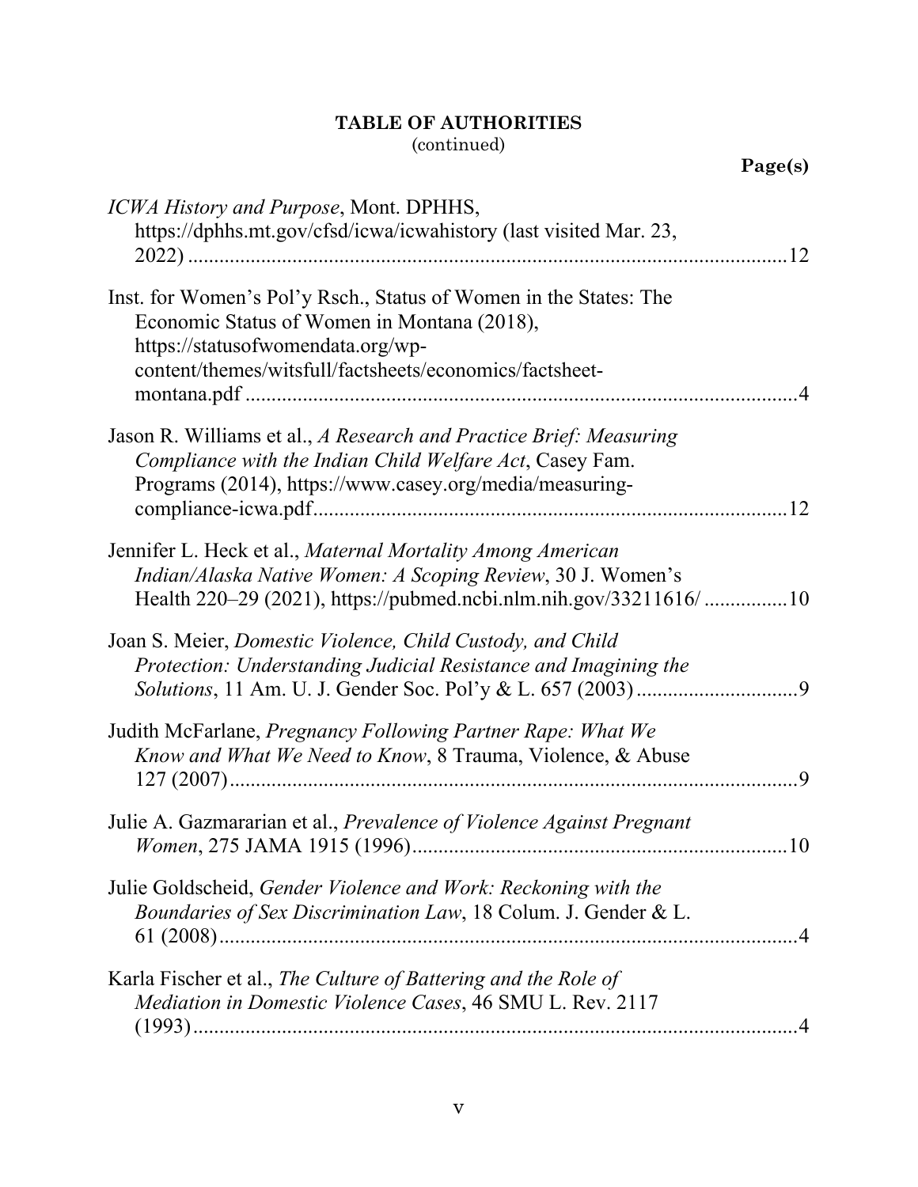**TABLE OF AUTHORITIES**
(continued)

**Page(s)**

*ICWA History and Purpose*, Mont. DPHHS, https://dphhs.mt.gov/cfsd/icwa/icwahistory (last visited Mar. 23, 2022) ....................12

Inst. for Women's Pol'y Rsch., Status of Women in the States: The Economic Status of Women in Montana (2018), https://statusofwomendata.org/wp-content/themes/witsfull/factsheets/economics/factsheet-montana.pdf ....................4

Jason R. Williams et al., *A Research and Practice Brief: Measuring Compliance with the Indian Child Welfare Act*, Casey Fam. Programs (2014), https://www.casey.org/media/measuring-compliance-icwa.pdf....................12

Jennifer L. Heck et al., *Maternal Mortality Among American Indian/Alaska Native Women: A Scoping Review*, 30 J. Women's Health 220–29 (2021), https://pubmed.ncbi.nlm.nih.gov/33211616/ ....................10

Joan S. Meier, *Domestic Violence, Child Custody, and Child Protection: Understanding Judicial Resistance and Imagining the Solutions*, 11 Am. U. J. Gender Soc. Pol'y & L. 657 (2003) ....................9

Judith McFarlane, *Pregnancy Following Partner Rape: What We Know and What We Need to Know*, 8 Trauma, Violence, & Abuse 127 (2007)....................9

Julie A. Gazmararian et al., *Prevalence of Violence Against Pregnant Women*, 275 JAMA 1915 (1996)....................10

Julie Goldscheid, *Gender Violence and Work: Reckoning with the Boundaries of Sex Discrimination Law*, 18 Colum. J. Gender & L. 61 (2008)....................4

Karla Fischer et al., *The Culture of Battering and the Role of Mediation in Domestic Violence Cases*, 46 SMU L. Rev. 2117 (1993)....................4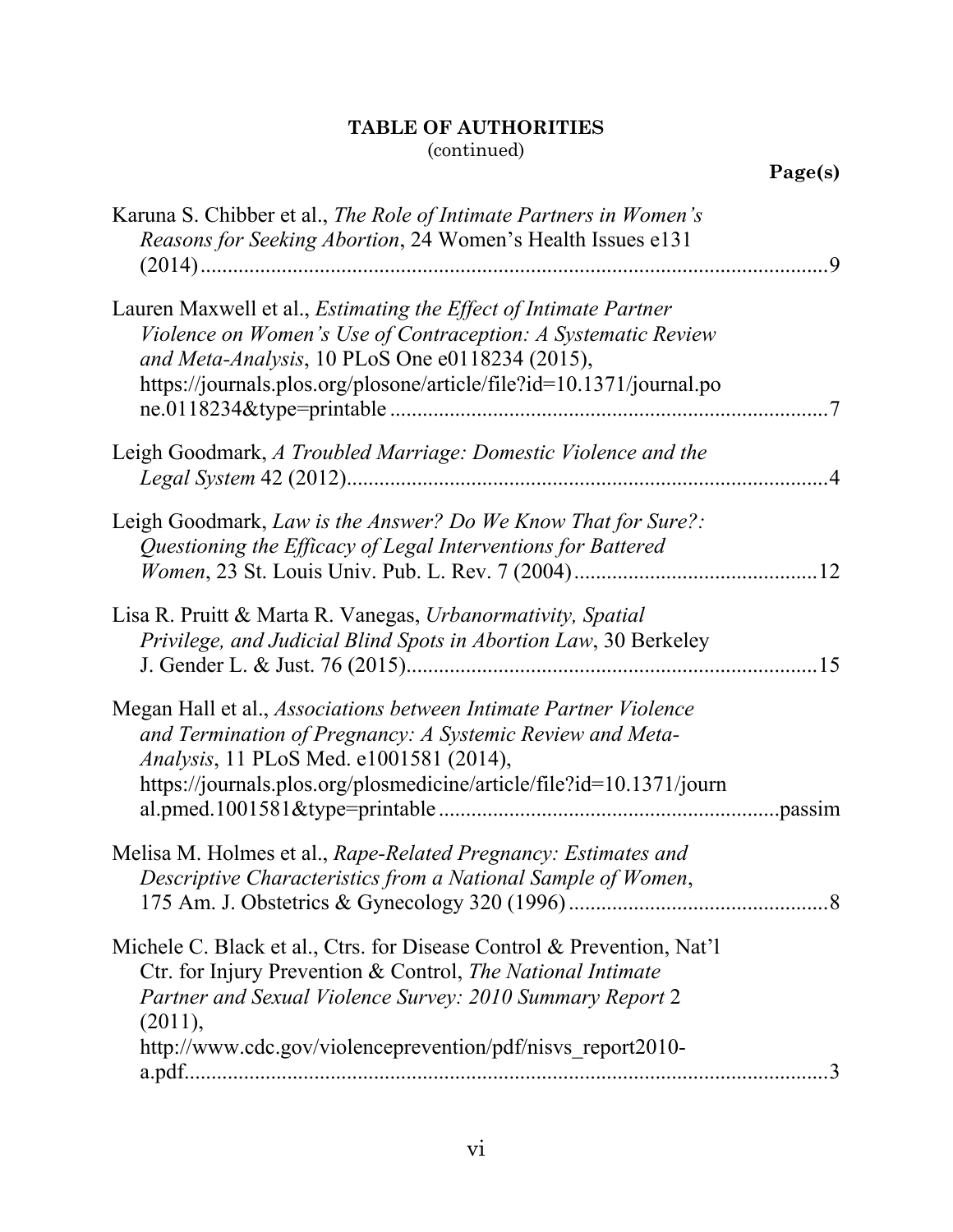**TABLE OF AUTHORITIES**
(continued)

**Page(s)**

Karuna S. Chibber et al., *The Role of Intimate Partners in Women's Reasons for Seeking Abortion*, 24 Women's Health Issues e131 (2014) .......... 9

Lauren Maxwell et al., *Estimating the Effect of Intimate Partner Violence on Women's Use of Contraception: A Systematic Review and Meta-Analysis*, 10 PLoS One e0118234 (2015), https://journals.plos.org/plosone/article/file?id=10.1371/journal.pone.0118234&type=printable .......... 7

Leigh Goodmark, *A Troubled Marriage: Domestic Violence and the Legal System* 42 (2012) .......... 4

Leigh Goodmark, *Law is the Answer? Do We Know That for Sure?: Questioning the Efficacy of Legal Interventions for Battered Women*, 23 St. Louis Univ. Pub. L. Rev. 7 (2004) .......... 12

Lisa R. Pruitt & Marta R. Vanegas, *Urbanormativity, Spatial Privilege, and Judicial Blind Spots in Abortion Law*, 30 Berkeley J. Gender L. & Just. 76 (2015) .......... 15

Megan Hall et al., *Associations between Intimate Partner Violence and Termination of Pregnancy: A Systemic Review and Meta-Analysis*, 11 PLoS Med. e1001581 (2014), https://journals.plos.org/plosmedicine/article/file?id=10.1371/journal.pmed.1001581&type=printable .......... passim

Melisa M. Holmes et al., *Rape-Related Pregnancy: Estimates and Descriptive Characteristics from a National Sample of Women*, 175 Am. J. Obstetrics & Gynecology 320 (1996) .......... 8

Michele C. Black et al., Ctrs. for Disease Control & Prevention, Nat'l Ctr. for Injury Prevention & Control, *The National Intimate Partner and Sexual Violence Survey: 2010 Summary Report* 2 (2011), http://www.cdc.gov/violenceprevention/pdf/nisvs_report2010-a.pdf .......... 3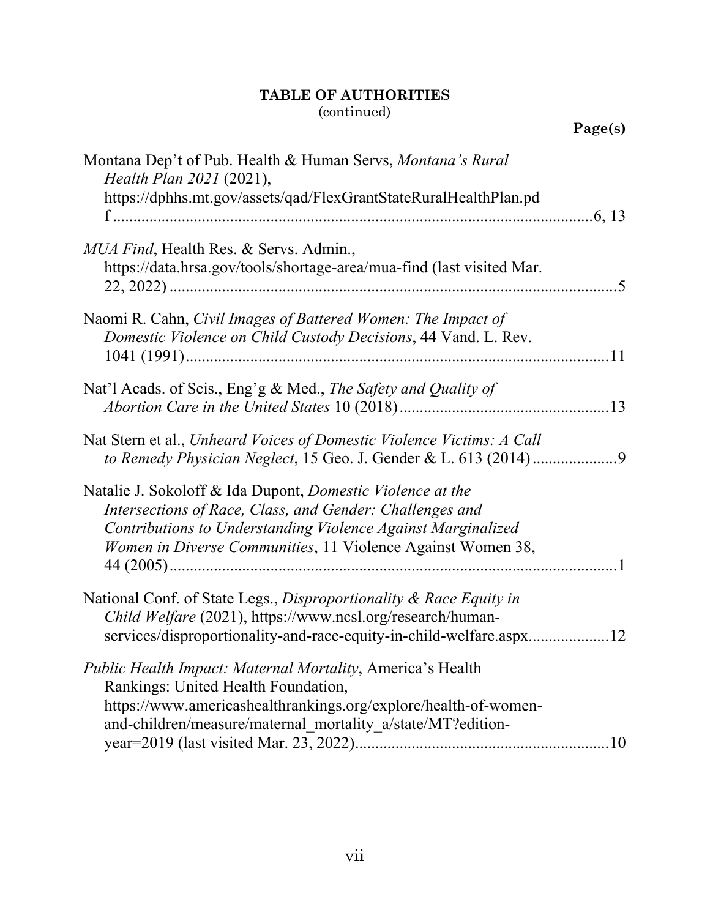**TABLE OF AUTHORITIES**
(continued)

**Page(s)**

Montana Dep't of Pub. Health & Human Servs, *Montana's Rural Health Plan 2021* (2021), https://dphhs.mt.gov/assets/qad/FlexGrantStateRuralHealthPlan.pdf ............ 6, 13

*MUA Find*, Health Res. & Servs. Admin., https://data.hrsa.gov/tools/shortage-area/mua-find (last visited Mar. 22, 2022) ............ 5

Naomi R. Cahn, *Civil Images of Battered Women: The Impact of Domestic Violence on Child Custody Decisions*, 44 Vand. L. Rev. 1041 (1991) ............ 11

Nat'l Acads. of Scis., Eng'g & Med., *The Safety and Quality of Abortion Care in the United States* 10 (2018) ............ 13

Nat Stern et al., *Unheard Voices of Domestic Violence Victims: A Call to Remedy Physician Neglect*, 15 Geo. J. Gender & L. 613 (2014) ............ 9

Natalie J. Sokoloff & Ida Dupont, *Domestic Violence at the Intersections of Race, Class, and Gender: Challenges and Contributions to Understanding Violence Against Marginalized Women in Diverse Communities*, 11 Violence Against Women 38, 44 (2005) ............ 1

National Conf. of State Legs., *Disproportionality & Race Equity in Child Welfare* (2021), https://www.ncsl.org/research/human-services/disproportionality-and-race-equity-in-child-welfare.aspx ............ 12

*Public Health Impact: Maternal Mortality*, America's Health Rankings: United Health Foundation, https://www.americashealthrankings.org/explore/health-of-women-and-children/measure/maternal_mortality_a/state/MT?edition-year=2019 (last visited Mar. 23, 2022) ............ 10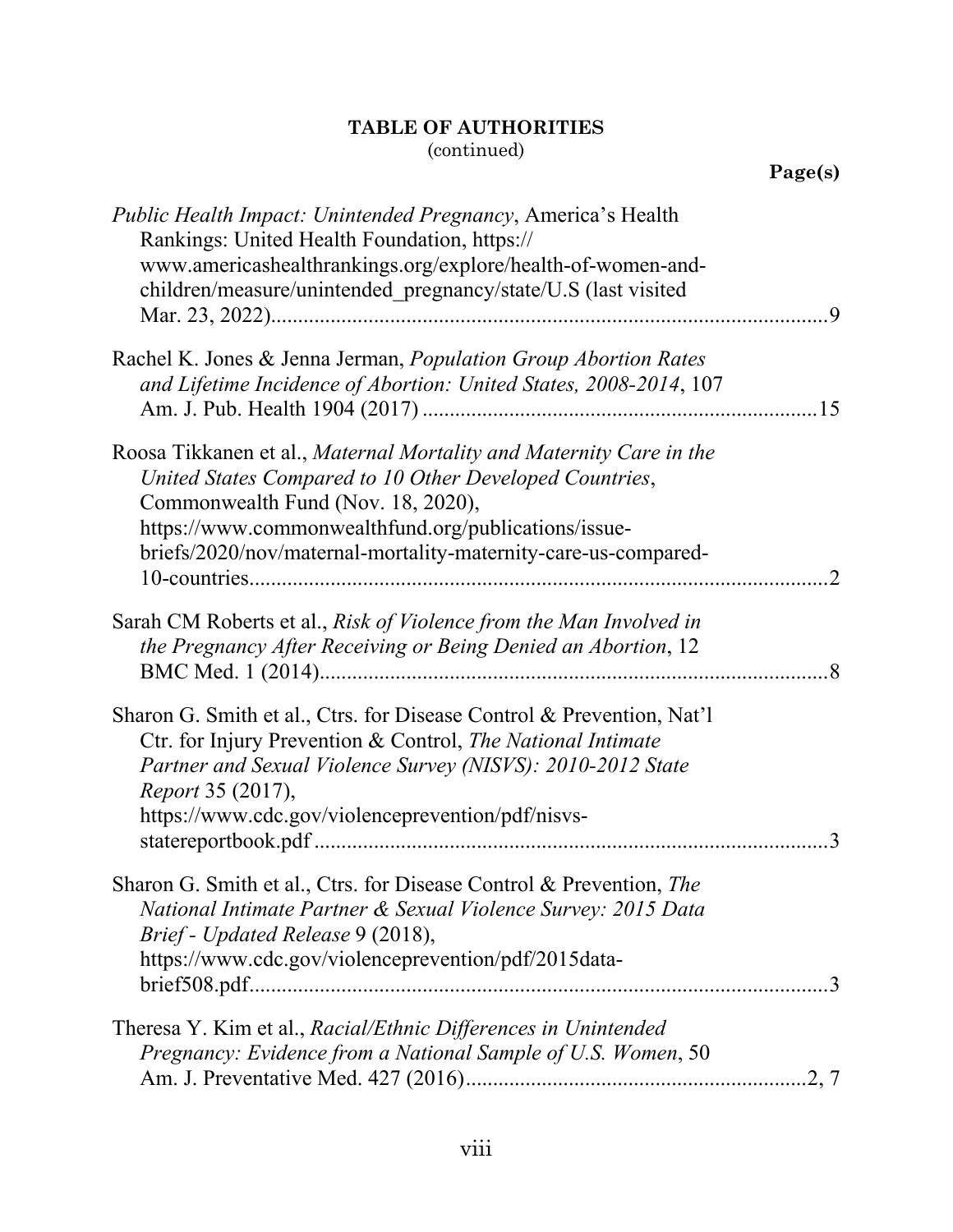**TABLE OF AUTHORITIES**
(continued)

**Page(s)**

*Public Health Impact: Unintended Pregnancy*, America's Health Rankings: United Health Foundation, https:// www.americashealthrankings.org/explore/health-of-women-and-children/measure/unintended_pregnancy/state/U.S (last visited Mar. 23, 2022) ....... 9

Rachel K. Jones & Jenna Jerman, *Population Group Abortion Rates and Lifetime Incidence of Abortion: United States, 2008-2014*, 107 Am. J. Pub. Health 1904 (2017) ....... 15

Roosa Tikkanen et al., *Maternal Mortality and Maternity Care in the United States Compared to 10 Other Developed Countries*, Commonwealth Fund (Nov. 18, 2020), https://www.commonwealthfund.org/publications/issue-briefs/2020/nov/maternal-mortality-maternity-care-us-compared-10-countries ....... 2

Sarah CM Roberts et al., *Risk of Violence from the Man Involved in the Pregnancy After Receiving or Being Denied an Abortion*, 12 BMC Med. 1 (2014) ....... 8

Sharon G. Smith et al., Ctrs. for Disease Control & Prevention, Nat'l Ctr. for Injury Prevention & Control, *The National Intimate Partner and Sexual Violence Survey (NISVS): 2010-2012 State Report* 35 (2017), https://www.cdc.gov/violenceprevention/pdf/nisvs-statereportbook.pdf ....... 3

Sharon G. Smith et al., Ctrs. for Disease Control & Prevention, *The National Intimate Partner & Sexual Violence Survey: 2015 Data Brief - Updated Release* 9 (2018), https://www.cdc.gov/violenceprevention/pdf/2015data-brief508.pdf ....... 3

Theresa Y. Kim et al., *Racial/Ethnic Differences in Unintended Pregnancy: Evidence from a National Sample of U.S. Women*, 50 Am. J. Preventative Med. 427 (2016) ....... 2, 7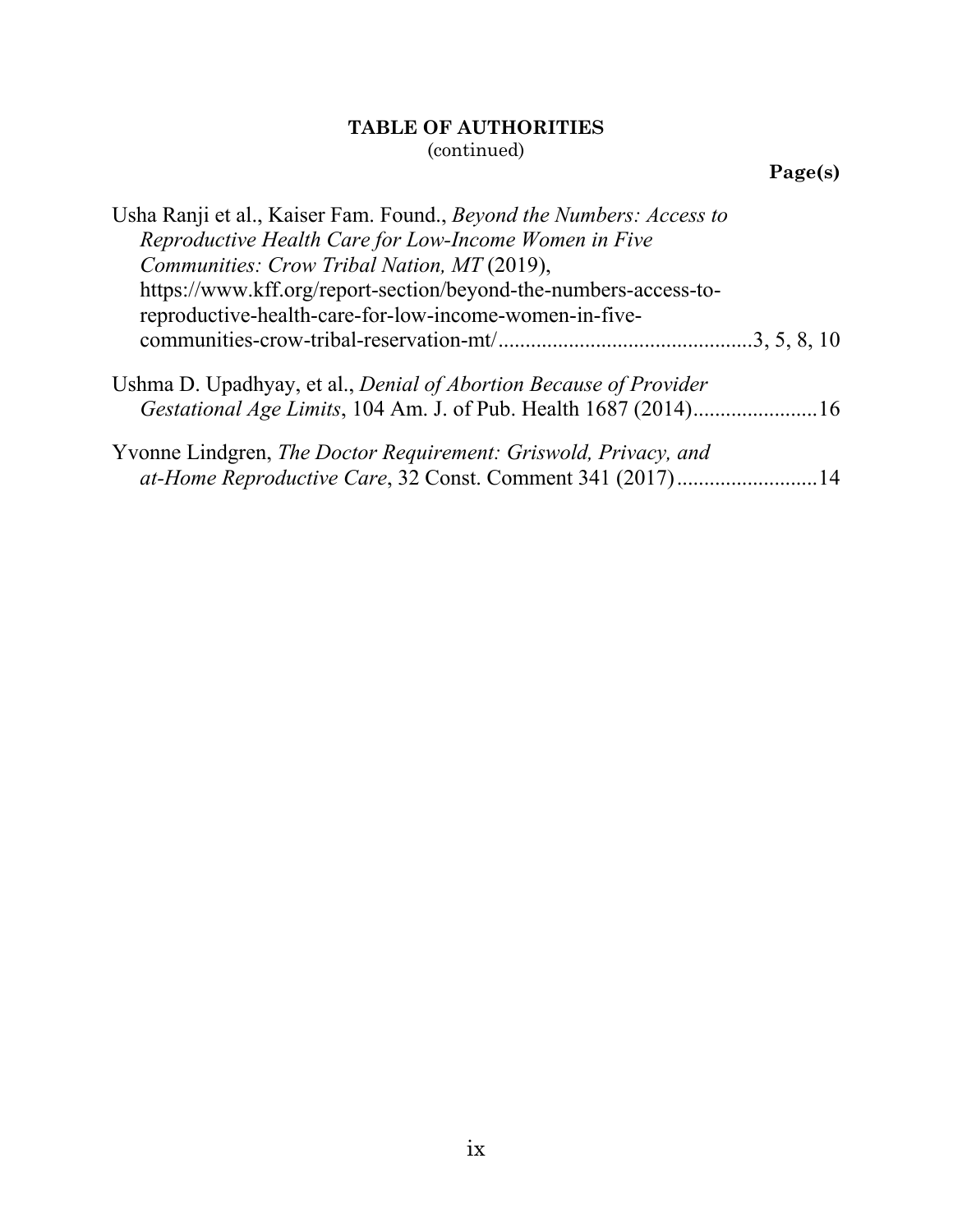**TABLE OF AUTHORITIES**
(continued)

**Page(s)**

Usha Ranji et al., Kaiser Fam. Found., *Beyond the Numbers: Access to Reproductive Health Care for Low-Income Women in Five Communities: Crow Tribal Nation, MT* (2019), https://www.kff.org/report-section/beyond-the-numbers-access-to-reproductive-health-care-for-low-income-women-in-five-communities-crow-tribal-reservation-mt/ .............................................. 3, 5, 8, 10

Ushma D. Upadhyay, et al., *Denial of Abortion Because of Provider Gestational Age Limits*, 104 Am. J. of Pub. Health 1687 (2014) ....................... 16

Yvonne Lindgren, *The Doctor Requirement: Griswold, Privacy, and at-Home Reproductive Care*, 32 Const. Comment 341 (2017) .......................... 14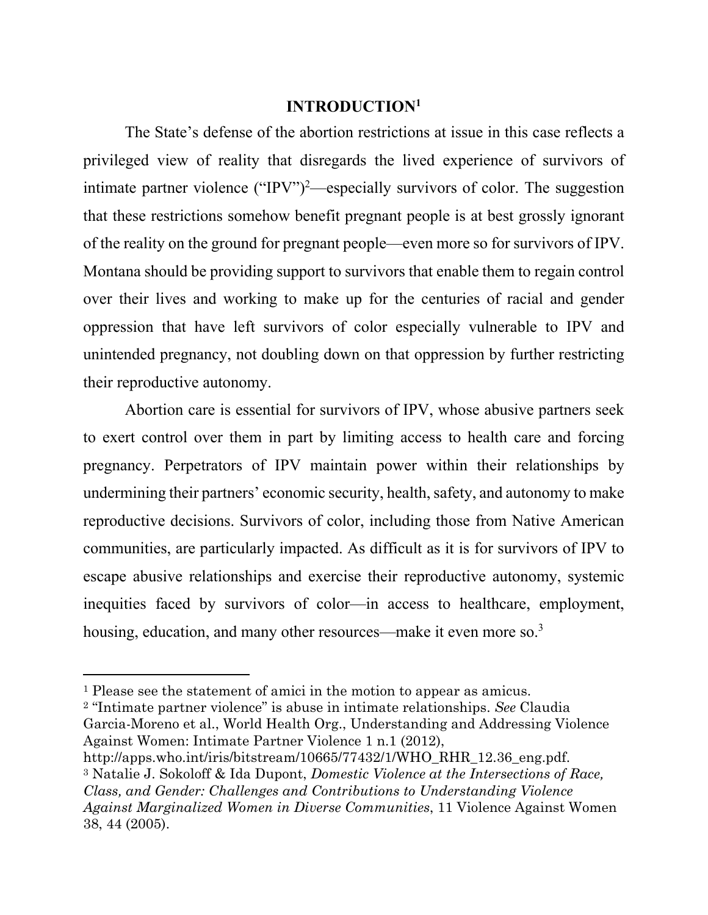# INTRODUCTION[1]

The State's defense of the abortion restrictions at issue in this case reflects a privileged view of reality that disregards the lived experience of survivors of intimate partner violence ("IPV")[2]—especially survivors of color. The suggestion that these restrictions somehow benefit pregnant people is at best grossly ignorant of the reality on the ground for pregnant people—even more so for survivors of IPV. Montana should be providing support to survivors that enable them to regain control over their lives and working to make up for the centuries of racial and gender oppression that have left survivors of color especially vulnerable to IPV and unintended pregnancy, not doubling down on that oppression by further restricting their reproductive autonomy.

Abortion care is essential for survivors of IPV, whose abusive partners seek to exert control over them in part by limiting access to health care and forcing pregnancy. Perpetrators of IPV maintain power within their relationships by undermining their partners' economic security, health, safety, and autonomy to make reproductive decisions. Survivors of color, including those from Native American communities, are particularly impacted. As difficult as it is for survivors of IPV to escape abusive relationships and exercise their reproductive autonomy, systemic inequities faced by survivors of color—in access to healthcare, employment, housing, education, and many other resources—make it even more so.[3]

---

[1] Please see the statement of amici in the motion to appear as amicus.

[2] "Intimate partner violence" is abuse in intimate relationships. *See* Claudia Garcia-Moreno et al., World Health Org., Understanding and Addressing Violence Against Women: Intimate Partner Violence 1 n.1 (2012), http://apps.who.int/iris/bitstream/10665/77432/1/WHO_RHR_12.36_eng.pdf.

[3] Natalie J. Sokoloff & Ida Dupont, *Domestic Violence at the Intersections of Race, Class, and Gender: Challenges and Contributions to Understanding Violence Against Marginalized Women in Diverse Communities*, 11 Violence Against Women 38, 44 (2005).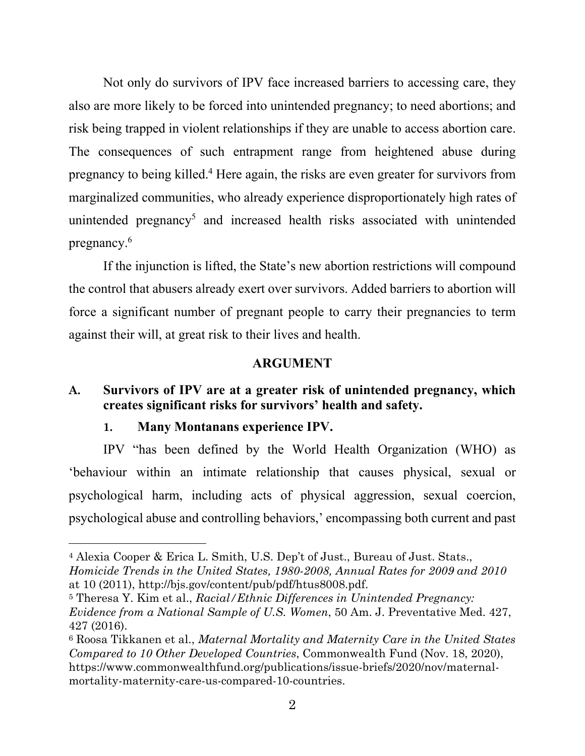Not only do survivors of IPV face increased barriers to accessing care, they also are more likely to be forced into unintended pregnancy; to need abortions; and risk being trapped in violent relationships if they are unable to access abortion care. The consequences of such entrapment range from heightened abuse during pregnancy to being killed.[4] Here again, the risks are even greater for survivors from marginalized communities, who already experience disproportionately high rates of unintended pregnancy[5] and increased health risks associated with unintended pregnancy.[6]

If the injunction is lifted, the State's new abortion restrictions will compound the control that abusers already exert over survivors. Added barriers to abortion will force a significant number of pregnant people to carry their pregnancies to term against their will, at great risk to their lives and health.

## ARGUMENT

### A. Survivors of IPV are at a greater risk of unintended pregnancy, which creates significant risks for survivors' health and safety.

#### 1. Many Montanans experience IPV.

IPV "has been defined by the World Health Organization (WHO) as 'behaviour within an intimate relationship that causes physical, sexual or psychological harm, including acts of physical aggression, sexual coercion, psychological abuse and controlling behaviors,' encompassing both current and past

---

[4] Alexia Cooper & Erica L. Smith, U.S. Dep't of Just., Bureau of Just. Stats., *Homicide Trends in the United States, 1980-2008, Annual Rates for 2009 and 2010* at 10 (2011), http://bjs.gov/content/pub/pdf/htus8008.pdf.

[5] Theresa Y. Kim et al., *Racial/Ethnic Differences in Unintended Pregnancy: Evidence from a National Sample of U.S. Women*, 50 Am. J. Preventative Med. 427, 427 (2016).

[6] Roosa Tikkanen et al., *Maternal Mortality and Maternity Care in the United States Compared to 10 Other Developed Countries*, Commonwealth Fund (Nov. 18, 2020), https://www.commonwealthfund.org/publications/issue-briefs/2020/nov/maternal-mortality-maternity-care-us-compared-10-countries.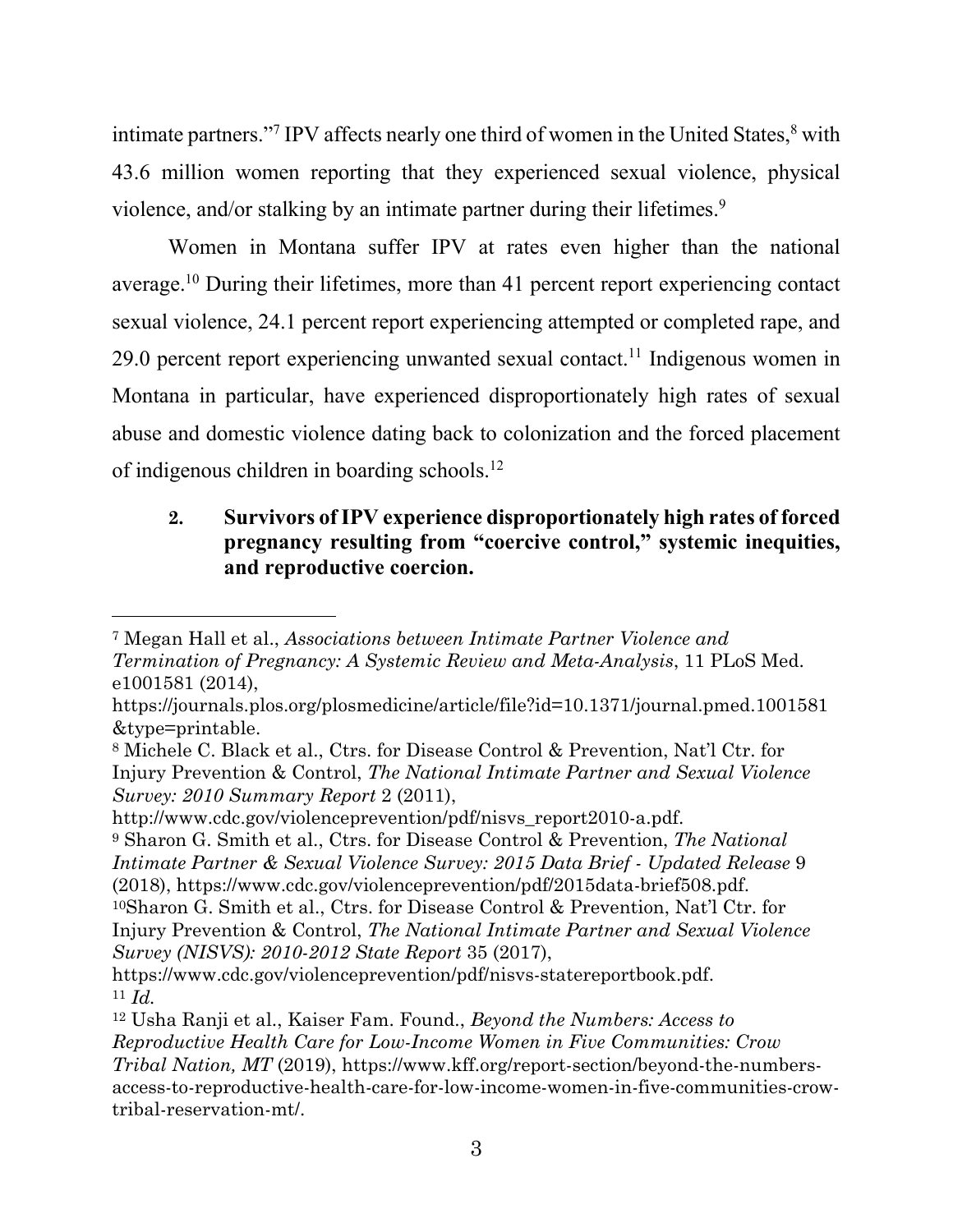intimate partners."[7] IPV affects nearly one third of women in the United States,[8] with 43.6 million women reporting that they experienced sexual violence, physical violence, and/or stalking by an intimate partner during their lifetimes.[9]

Women in Montana suffer IPV at rates even higher than the national average.[10] During their lifetimes, more than 41 percent report experiencing contact sexual violence, 24.1 percent report experiencing attempted or completed rape, and 29.0 percent report experiencing unwanted sexual contact.[11] Indigenous women in Montana in particular, have experienced disproportionately high rates of sexual abuse and domestic violence dating back to colonization and the forced placement of indigenous children in boarding schools.[12]

**2. Survivors of IPV experience disproportionately high rates of forced pregnancy resulting from "coercive control," systemic inequities, and reproductive coercion.**

---

[7] Megan Hall et al., *Associations between Intimate Partner Violence and Termination of Pregnancy: A Systemic Review and Meta-Analysis*, 11 PLoS Med. e1001581 (2014), https://journals.plos.org/plosmedicine/article/file?id=10.1371/journal.pmed.1001581&type=printable.

[8] Michele C. Black et al., Ctrs. for Disease Control & Prevention, Nat'l Ctr. for Injury Prevention & Control, *The National Intimate Partner and Sexual Violence Survey: 2010 Summary Report* 2 (2011), http://www.cdc.gov/violenceprevention/pdf/nisvs_report2010-a.pdf.

[9] Sharon G. Smith et al., Ctrs. for Disease Control & Prevention, *The National Intimate Partner & Sexual Violence Survey: 2015 Data Brief - Updated Release* 9 (2018), https://www.cdc.gov/violenceprevention/pdf/2015data-brief508.pdf.

[10] Sharon G. Smith et al., Ctrs. for Disease Control & Prevention, Nat'l Ctr. for Injury Prevention & Control, *The National Intimate Partner and Sexual Violence Survey (NISVS): 2010-2012 State Report* 35 (2017), https://www.cdc.gov/violenceprevention/pdf/nisvs-statereportbook.pdf.

[11] *Id.*

[12] Usha Ranji et al., Kaiser Fam. Found., *Beyond the Numbers: Access to Reproductive Health Care for Low-Income Women in Five Communities: Crow Tribal Nation, MT* (2019), https://www.kff.org/report-section/beyond-the-numbers-access-to-reproductive-health-care-for-low-income-women-in-five-communities-crow-tribal-reservation-mt/.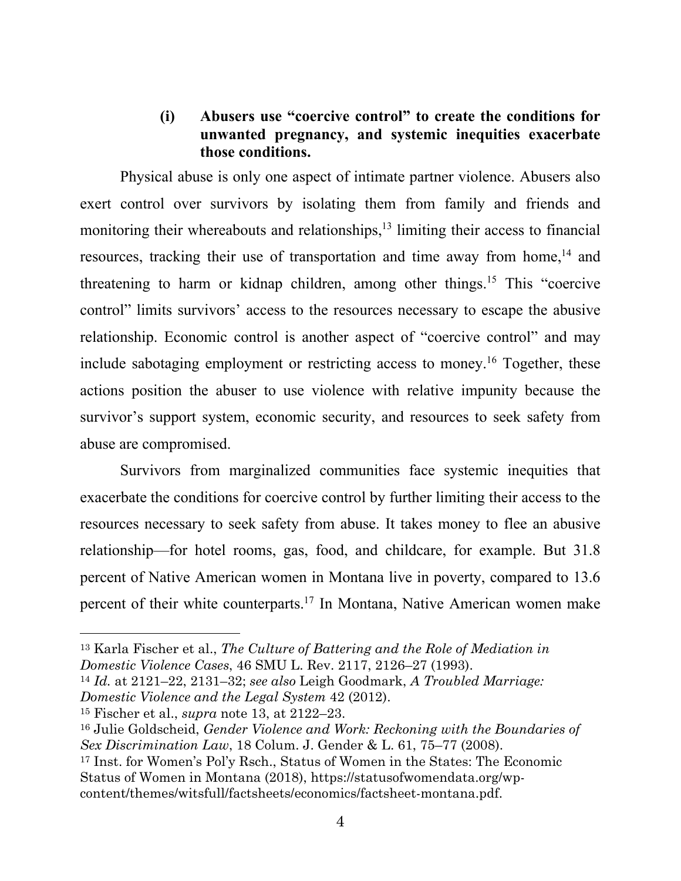#### (i) Abusers use "coercive control" to create the conditions for unwanted pregnancy, and systemic inequities exacerbate those conditions.

Physical abuse is only one aspect of intimate partner violence. Abusers also exert control over survivors by isolating them from family and friends and monitoring their whereabouts and relationships,[13] limiting their access to financial resources, tracking their use of transportation and time away from home,[14] and threatening to harm or kidnap children, among other things.[15] This "coercive control" limits survivors' access to the resources necessary to escape the abusive relationship. Economic control is another aspect of "coercive control" and may include sabotaging employment or restricting access to money.[16] Together, these actions position the abuser to use violence with relative impunity because the survivor's support system, economic security, and resources to seek safety from abuse are compromised.

Survivors from marginalized communities face systemic inequities that exacerbate the conditions for coercive control by further limiting their access to the resources necessary to seek safety from abuse. It takes money to flee an abusive relationship—for hotel rooms, gas, food, and childcare, for example. But 31.8 percent of Native American women in Montana live in poverty, compared to 13.6 percent of their white counterparts.[17] In Montana, Native American women make

---

[13] Karla Fischer et al., *The Culture of Battering and the Role of Mediation in Domestic Violence Cases*, 46 SMU L. Rev. 2117, 2126–27 (1993).

[14] *Id.* at 2121–22, 2131–32; *see also* Leigh Goodmark, *A Troubled Marriage: Domestic Violence and the Legal System* 42 (2012).

[15] Fischer et al., *supra* note 13, at 2122–23.

[16] Julie Goldscheid, *Gender Violence and Work: Reckoning with the Boundaries of Sex Discrimination Law*, 18 Colum. J. Gender & L. 61, 75–77 (2008).

[17] Inst. for Women's Pol'y Rsch., Status of Women in the States: The Economic Status of Women in Montana (2018), https://statusofwomendata.org/wp-content/themes/witsfull/factsheets/economics/factsheet-montana.pdf.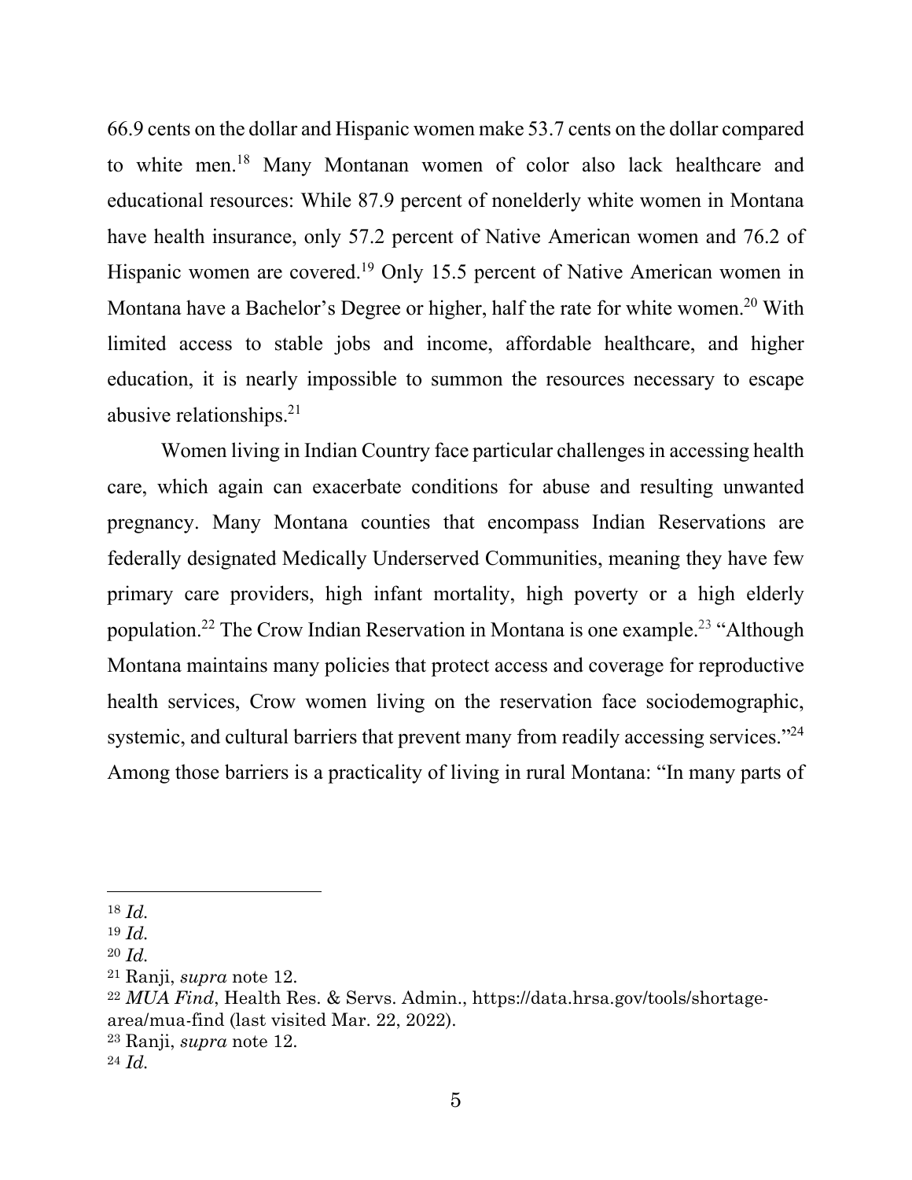66.9 cents on the dollar and Hispanic women make 53.7 cents on the dollar compared to white men.[18] Many Montanan women of color also lack healthcare and educational resources: While 87.9 percent of nonelderly white women in Montana have health insurance, only 57.2 percent of Native American women and 76.2 of Hispanic women are covered.[19] Only 15.5 percent of Native American women in Montana have a Bachelor's Degree or higher, half the rate for white women.[20] With limited access to stable jobs and income, affordable healthcare, and higher education, it is nearly impossible to summon the resources necessary to escape abusive relationships.[21]

Women living in Indian Country face particular challenges in accessing health care, which again can exacerbate conditions for abuse and resulting unwanted pregnancy. Many Montana counties that encompass Indian Reservations are federally designated Medically Underserved Communities, meaning they have few primary care providers, high infant mortality, high poverty or a high elderly population.[22] The Crow Indian Reservation in Montana is one example.[23] "Although Montana maintains many policies that protect access and coverage for reproductive health services, Crow women living on the reservation face sociodemographic, systemic, and cultural barriers that prevent many from readily accessing services."[24] Among those barriers is a practicality of living in rural Montana: "In many parts of

---

[18] *Id.*

[19] *Id.*

[20] *Id.*

[21] Ranji, *supra* note 12.

[22] *MUA Find*, Health Res. & Servs. Admin., https://data.hrsa.gov/tools/shortage-area/mua-find (last visited Mar. 22, 2022).

[23] Ranji, *supra* note 12.

[24] *Id.*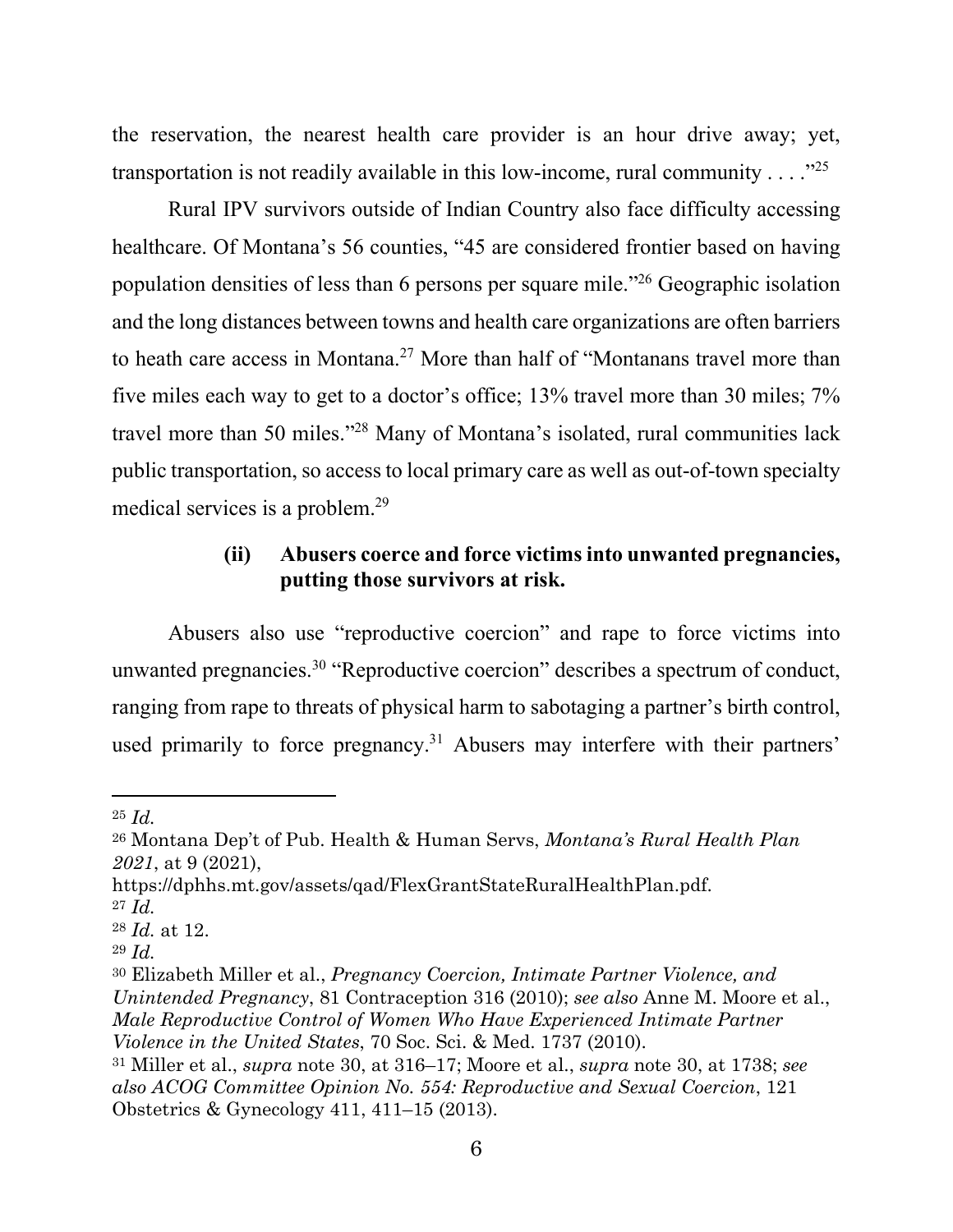the reservation, the nearest health care provider is an hour drive away; yet, transportation is not readily available in this low-income, rural community . . . ."[25]

Rural IPV survivors outside of Indian Country also face difficulty accessing healthcare. Of Montana's 56 counties, "45 are considered frontier based on having population densities of less than 6 persons per square mile."[26] Geographic isolation and the long distances between towns and health care organizations are often barriers to heath care access in Montana.[27] More than half of "Montanans travel more than five miles each way to get to a doctor's office; 13% travel more than 30 miles; 7% travel more than 50 miles."[28] Many of Montana's isolated, rural communities lack public transportation, so access to local primary care as well as out-of-town specialty medical services is a problem.[29]

#### (ii) Abusers coerce and force victims into unwanted pregnancies, putting those survivors at risk.

Abusers also use "reproductive coercion" and rape to force victims into unwanted pregnancies.[30] "Reproductive coercion" describes a spectrum of conduct, ranging from rape to threats of physical harm to sabotaging a partner's birth control, used primarily to force pregnancy.[31] Abusers may interfere with their partners'

---

[25] *Id.*

[26] Montana Dep't of Pub. Health & Human Servs, *Montana's Rural Health Plan 2021*, at 9 (2021), https://dphhs.mt.gov/assets/qad/FlexGrantStateRuralHealthPlan.pdf.

[27] *Id.*

[28] *Id.* at 12.

[29] *Id.*

[30] Elizabeth Miller et al., *Pregnancy Coercion, Intimate Partner Violence, and Unintended Pregnancy*, 81 Contraception 316 (2010); *see also* Anne M. Moore et al., *Male Reproductive Control of Women Who Have Experienced Intimate Partner Violence in the United States*, 70 Soc. Sci. & Med. 1737 (2010).

[31] Miller et al., *supra* note 30, at 316–17; Moore et al., *supra* note 30, at 1738; *see also ACOG Committee Opinion No. 554: Reproductive and Sexual Coercion*, 121 Obstetrics & Gynecology 411, 411–15 (2013).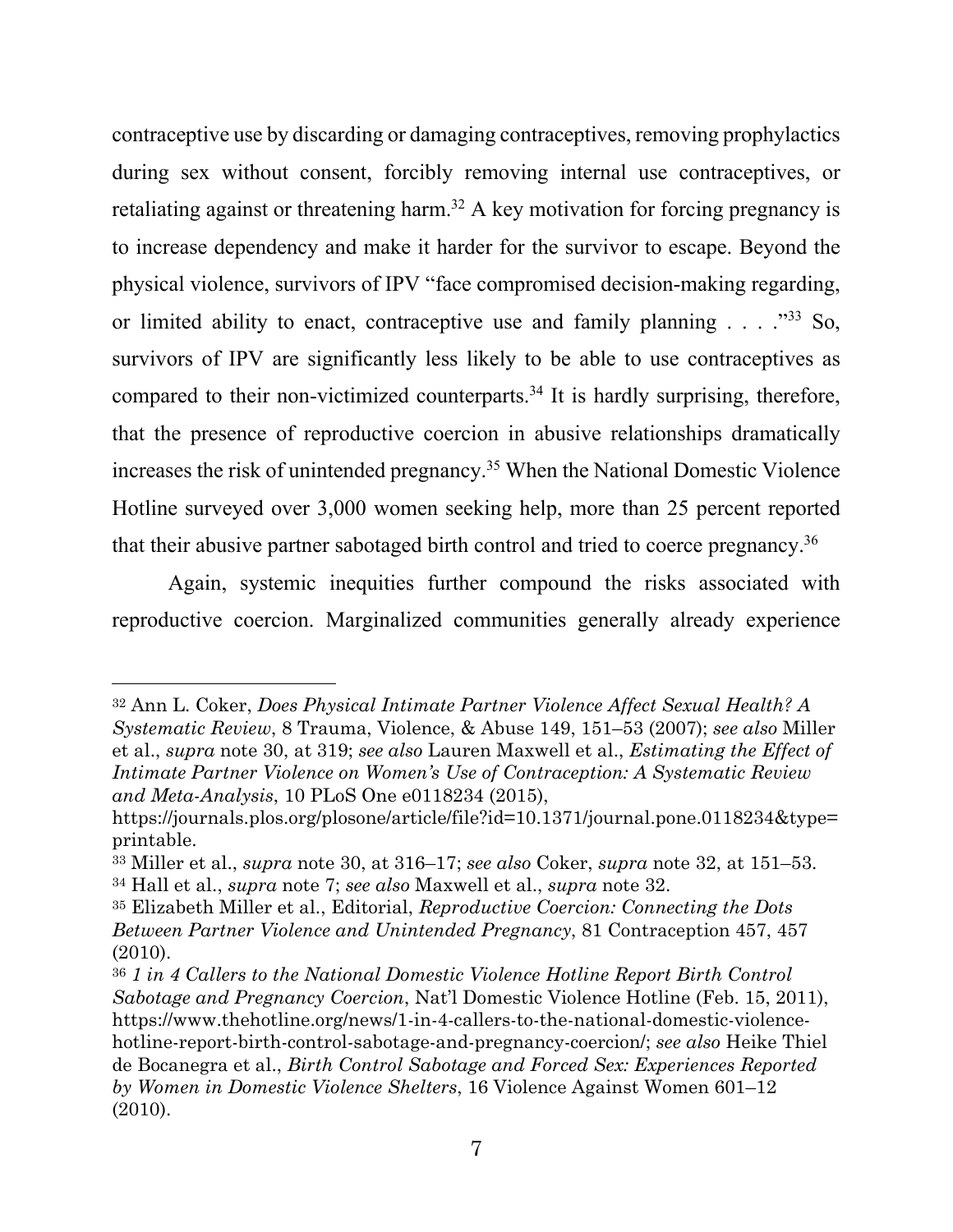contraceptive use by discarding or damaging contraceptives, removing prophylactics during sex without consent, forcibly removing internal use contraceptives, or retaliating against or threatening harm.[32] A key motivation for forcing pregnancy is to increase dependency and make it harder for the survivor to escape. Beyond the physical violence, survivors of IPV "face compromised decision-making regarding, or limited ability to enact, contraceptive use and family planning . . . ."[33] So, survivors of IPV are significantly less likely to be able to use contraceptives as compared to their non-victimized counterparts.[34] It is hardly surprising, therefore, that the presence of reproductive coercion in abusive relationships dramatically increases the risk of unintended pregnancy.[35] When the National Domestic Violence Hotline surveyed over 3,000 women seeking help, more than 25 percent reported that their abusive partner sabotaged birth control and tried to coerce pregnancy.[36]

Again, systemic inequities further compound the risks associated with reproductive coercion. Marginalized communities generally already experience

---

[32] Ann L. Coker, *Does Physical Intimate Partner Violence Affect Sexual Health? A Systematic Review*, 8 Trauma, Violence, & Abuse 149, 151–53 (2007); *see also* Miller et al., *supra* note 30, at 319; *see also* Lauren Maxwell et al., *Estimating the Effect of Intimate Partner Violence on Women's Use of Contraception: A Systematic Review and Meta-Analysis*, 10 PLoS One e0118234 (2015), https://journals.plos.org/plosone/article/file?id=10.1371/journal.pone.0118234&type=printable.

[33] Miller et al., *supra* note 30, at 316–17; *see also* Coker, *supra* note 32, at 151–53.

[34] Hall et al., *supra* note 7; *see also* Maxwell et al., *supra* note 32.

[35] Elizabeth Miller et al., Editorial, *Reproductive Coercion: Connecting the Dots Between Partner Violence and Unintended Pregnancy*, 81 Contraception 457, 457 (2010).

[36] *1 in 4 Callers to the National Domestic Violence Hotline Report Birth Control Sabotage and Pregnancy Coercion*, Nat'l Domestic Violence Hotline (Feb. 15, 2011), https://www.thehotline.org/news/1-in-4-callers-to-the-national-domestic-violence-hotline-report-birth-control-sabotage-and-pregnancy-coercion/; *see also* Heike Thiel de Bocanegra et al., *Birth Control Sabotage and Forced Sex: Experiences Reported by Women in Domestic Violence Shelters*, 16 Violence Against Women 601–12 (2010).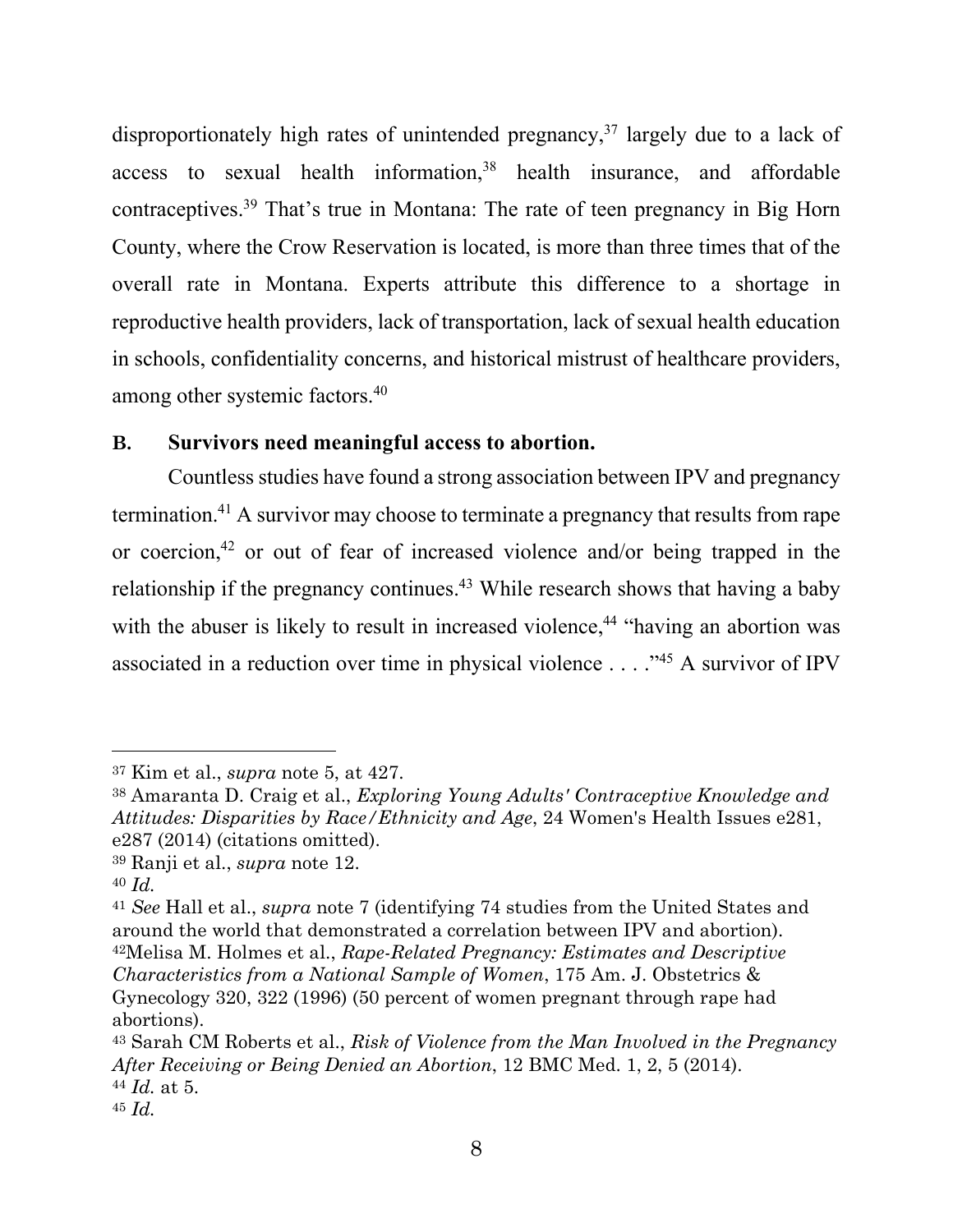disproportionately high rates of unintended pregnancy,[37] largely due to a lack of access to sexual health information,[38] health insurance, and affordable contraceptives.[39] That's true in Montana: The rate of teen pregnancy in Big Horn County, where the Crow Reservation is located, is more than three times that of the overall rate in Montana. Experts attribute this difference to a shortage in reproductive health providers, lack of transportation, lack of sexual health education in schools, confidentiality concerns, and historical mistrust of healthcare providers, among other systemic factors.[40]

### B. Survivors need meaningful access to abortion.

Countless studies have found a strong association between IPV and pregnancy termination.[41] A survivor may choose to terminate a pregnancy that results from rape or coercion,[42] or out of fear of increased violence and/or being trapped in the relationship if the pregnancy continues.[43] While research shows that having a baby with the abuser is likely to result in increased violence,[44] "having an abortion was associated in a reduction over time in physical violence . . . ."[45] A survivor of IPV

---

[37] Kim et al., *supra* note 5, at 427.

[38] Amaranta D. Craig et al., *Exploring Young Adults' Contraceptive Knowledge and Attitudes: Disparities by Race/Ethnicity and Age*, 24 Women's Health Issues e281, e287 (2014) (citations omitted).

[39] Ranji et al., *supra* note 12.

[40] *Id.*

[41] *See* Hall et al., *supra* note 7 (identifying 74 studies from the United States and around the world that demonstrated a correlation between IPV and abortion).

[42] Melisa M. Holmes et al., *Rape-Related Pregnancy: Estimates and Descriptive Characteristics from a National Sample of Women*, 175 Am. J. Obstetrics & Gynecology 320, 322 (1996) (50 percent of women pregnant through rape had abortions).

[43] Sarah CM Roberts et al., *Risk of Violence from the Man Involved in the Pregnancy After Receiving or Being Denied an Abortion*, 12 BMC Med. 1, 2, 5 (2014).

[44] *Id.* at 5.

[45] *Id.*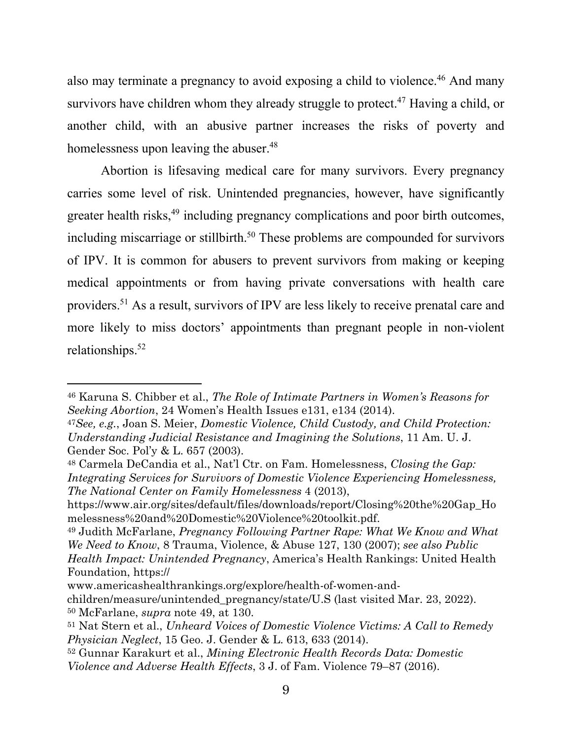also may terminate a pregnancy to avoid exposing a child to violence.[46] And many survivors have children whom they already struggle to protect.[47] Having a child, or another child, with an abusive partner increases the risks of poverty and homelessness upon leaving the abuser.[48]

Abortion is lifesaving medical care for many survivors. Every pregnancy carries some level of risk. Unintended pregnancies, however, have significantly greater health risks,[49] including pregnancy complications and poor birth outcomes, including miscarriage or stillbirth.[50] These problems are compounded for survivors of IPV. It is common for abusers to prevent survivors from making or keeping medical appointments or from having private conversations with health care providers.[51] As a result, survivors of IPV are less likely to receive prenatal care and more likely to miss doctors' appointments than pregnant people in non-violent relationships.[52]

---

[46] Karuna S. Chibber et al., *The Role of Intimate Partners in Women's Reasons for Seeking Abortion*, 24 Women's Health Issues e131, e134 (2014).

[47] *See, e.g.*, Joan S. Meier, *Domestic Violence, Child Custody, and Child Protection: Understanding Judicial Resistance and Imagining the Solutions*, 11 Am. U. J. Gender Soc. Pol'y & L. 657 (2003).

[48] Carmela DeCandia et al., Nat'l Ctr. on Fam. Homelessness, *Closing the Gap: Integrating Services for Survivors of Domestic Violence Experiencing Homelessness, The National Center on Family Homelessness* 4 (2013), https://www.air.org/sites/default/files/downloads/report/Closing%20the%20Gap_Homelessness%20and%20Domestic%20Violence%20toolkit.pdf.

[49] Judith McFarlane, *Pregnancy Following Partner Rape: What We Know and What We Need to Know*, 8 Trauma, Violence, & Abuse 127, 130 (2007); *see also Public Health Impact: Unintended Pregnancy*, America's Health Rankings: United Health Foundation, https://www.americashealthrankings.org/explore/health-of-women-and-children/measure/unintended_pregnancy/state/U.S (last visited Mar. 23, 2022).

[50] McFarlane, *supra* note 49, at 130.

[51] Nat Stern et al., *Unheard Voices of Domestic Violence Victims: A Call to Remedy Physician Neglect*, 15 Geo. J. Gender & L. 613, 633 (2014).

[52] Gunnar Karakurt et al., *Mining Electronic Health Records Data: Domestic Violence and Adverse Health Effects*, 3 J. of Fam. Violence 79–87 (2016).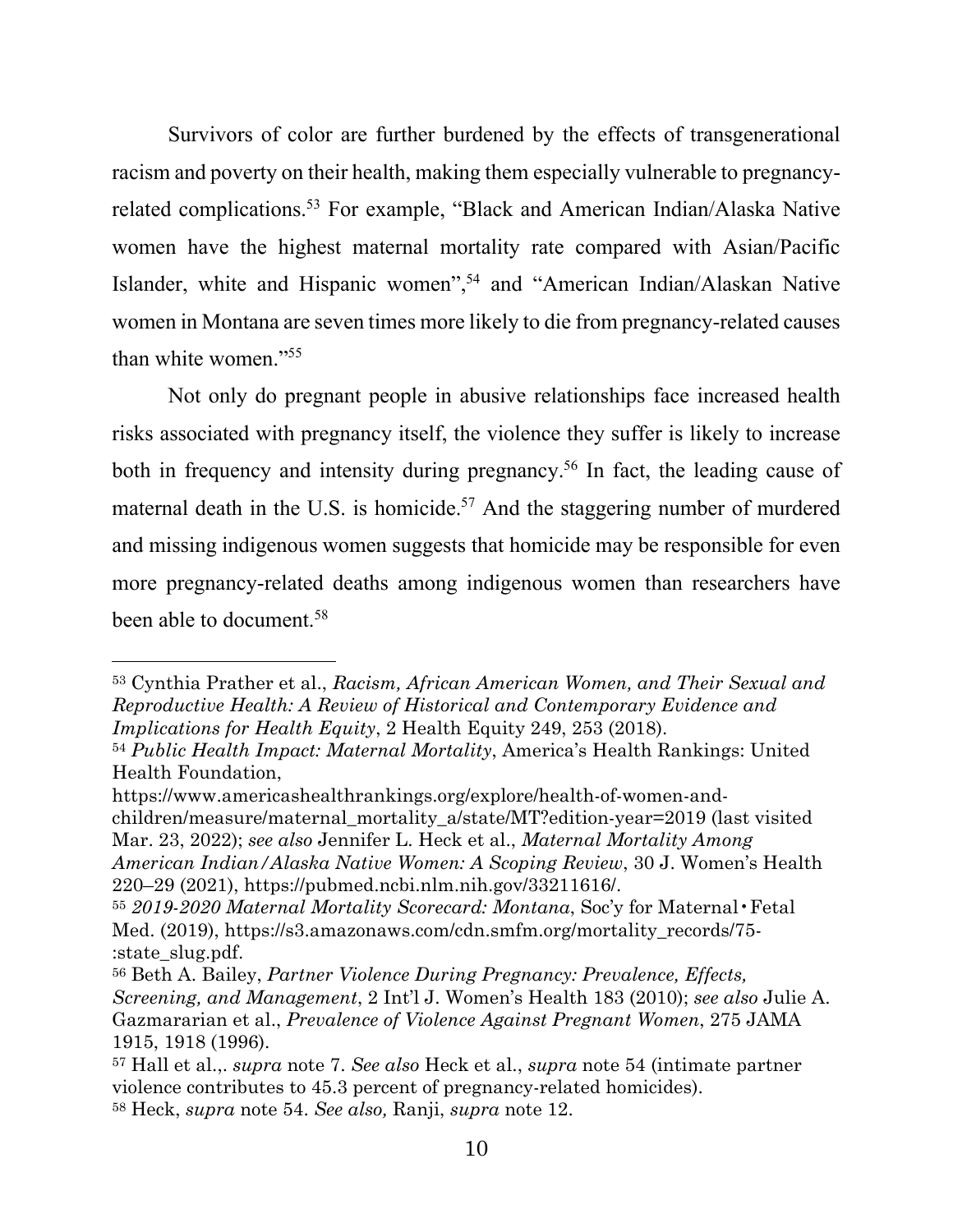Survivors of color are further burdened by the effects of transgenerational racism and poverty on their health, making them especially vulnerable to pregnancy-related complications.[53] For example, "Black and American Indian/Alaska Native women have the highest maternal mortality rate compared with Asian/Pacific Islander, white and Hispanic women",[54] and "American Indian/Alaskan Native women in Montana are seven times more likely to die from pregnancy-related causes than white women."[55]

Not only do pregnant people in abusive relationships face increased health risks associated with pregnancy itself, the violence they suffer is likely to increase both in frequency and intensity during pregnancy.[56] In fact, the leading cause of maternal death in the U.S. is homicide.[57] And the staggering number of murdered and missing indigenous women suggests that homicide may be responsible for even more pregnancy-related deaths among indigenous women than researchers have been able to document.[58]

---

[53] Cynthia Prather et al., *Racism, African American Women, and Their Sexual and Reproductive Health: A Review of Historical and Contemporary Evidence and Implications for Health Equity*, 2 Health Equity 249, 253 (2018).

[54] *Public Health Impact: Maternal Mortality*, America's Health Rankings: United Health Foundation, https://www.americashealthrankings.org/explore/health-of-women-and-children/measure/maternal_mortality_a/state/MT?edition-year=2019 (last visited Mar. 23, 2022); *see also* Jennifer L. Heck et al., *Maternal Mortality Among American Indian/Alaska Native Women: A Scoping Review*, 30 J. Women's Health 220–29 (2021), https://pubmed.ncbi.nlm.nih.gov/33211616/.

[55] *2019-2020 Maternal Mortality Scorecard: Montana*, Soc'y for Maternal・Fetal Med. (2019), https://s3.amazonaws.com/cdn.smfm.org/mortality_records/75-:state_slug.pdf.

[56] Beth A. Bailey, *Partner Violence During Pregnancy: Prevalence, Effects, Screening, and Management*, 2 Int'l J. Women's Health 183 (2010); *see also* Julie A. Gazmararian et al., *Prevalence of Violence Against Pregnant Women*, 275 JAMA 1915, 1918 (1996).

[57] Hall et al.,. *supra* note 7. *See also* Heck et al., *supra* note 54 (intimate partner violence contributes to 45.3 percent of pregnancy-related homicides).

[58] Heck, *supra* note 54. *See also,* Ranji, *supra* note 12.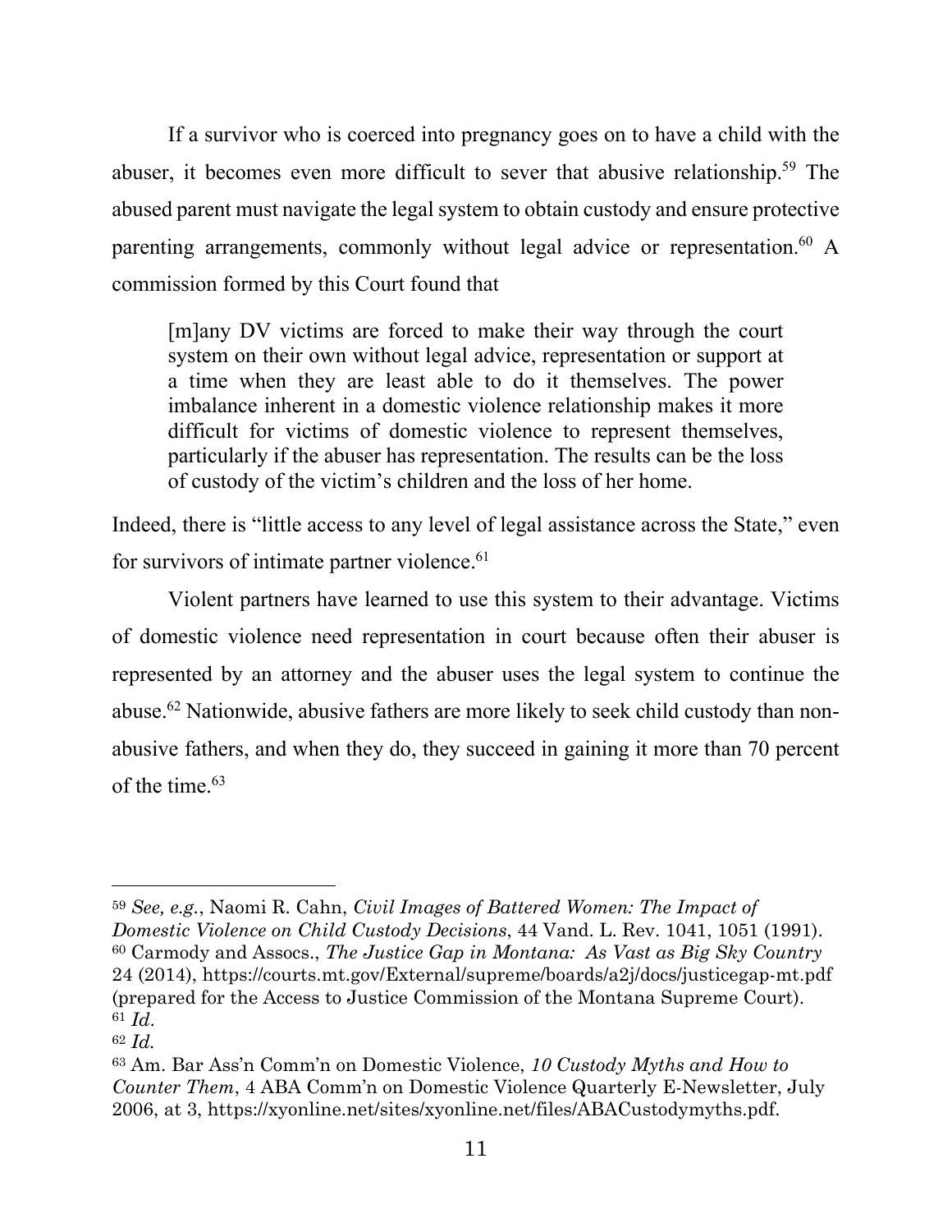If a survivor who is coerced into pregnancy goes on to have a child with the abuser, it becomes even more difficult to sever that abusive relationship.[59] The abused parent must navigate the legal system to obtain custody and ensure protective parenting arrangements, commonly without legal advice or representation.[60] A commission formed by this Court found that

> [m]any DV victims are forced to make their way through the court system on their own without legal advice, representation or support at a time when they are least able to do it themselves. The power imbalance inherent in a domestic violence relationship makes it more difficult for victims of domestic violence to represent themselves, particularly if the abuser has representation. The results can be the loss of custody of the victim's children and the loss of her home.

Indeed, there is "little access to any level of legal assistance across the State," even for survivors of intimate partner violence.[61]

Violent partners have learned to use this system to their advantage. Victims of domestic violence need representation in court because often their abuser is represented by an attorney and the abuser uses the legal system to continue the abuse.[62] Nationwide, abusive fathers are more likely to seek child custody than non-abusive fathers, and when they do, they succeed in gaining it more than 70 percent of the time.[63]

---

[59] *See, e.g.*, Naomi R. Cahn, *Civil Images of Battered Women: The Impact of Domestic Violence on Child Custody Decisions*, 44 Vand. L. Rev. 1041, 1051 (1991).

[60] Carmody and Assocs., *The Justice Gap in Montana: As Vast as Big Sky Country* 24 (2014), https://courts.mt.gov/External/supreme/boards/a2j/docs/justicegap-mt.pdf (prepared for the Access to Justice Commission of the Montana Supreme Court).

[61] *Id.*

[62] *Id.*

[63] Am. Bar Ass'n Comm'n on Domestic Violence, *10 Custody Myths and How to Counter Them*, 4 ABA Comm'n on Domestic Violence Quarterly E-Newsletter, July 2006, at 3, https://xyonline.net/sites/xyonline.net/files/ABACustodymyths.pdf.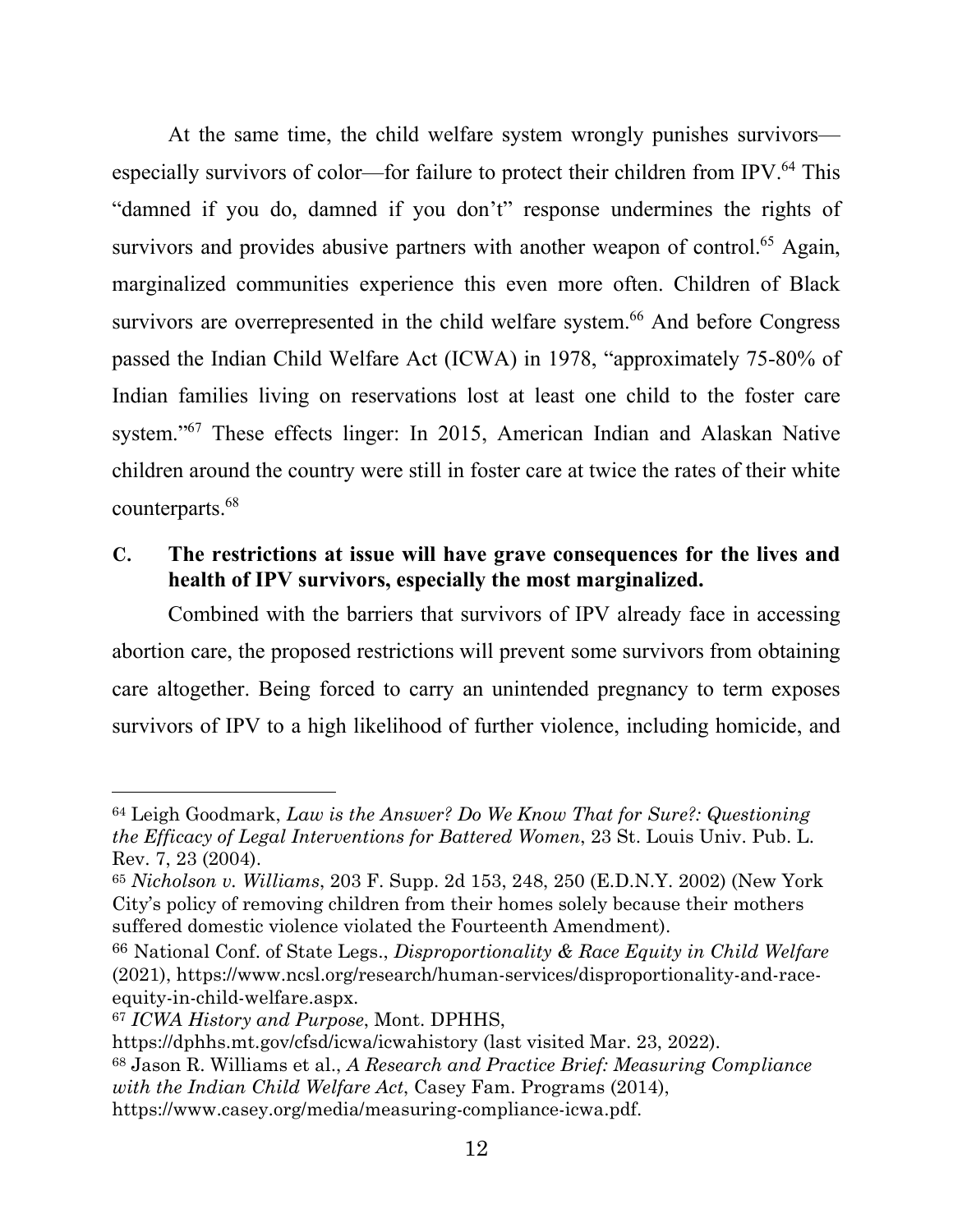At the same time, the child welfare system wrongly punishes survivors—especially survivors of color—for failure to protect their children from IPV.[64] This "damned if you do, damned if you don't" response undermines the rights of survivors and provides abusive partners with another weapon of control.[65] Again, marginalized communities experience this even more often. Children of Black survivors are overrepresented in the child welfare system.[66] And before Congress passed the Indian Child Welfare Act (ICWA) in 1978, "approximately 75-80% of Indian families living on reservations lost at least one child to the foster care system."[67] These effects linger: In 2015, American Indian and Alaskan Native children around the country were still in foster care at twice the rates of their white counterparts.[68]

### C. The restrictions at issue will have grave consequences for the lives and health of IPV survivors, especially the most marginalized.

Combined with the barriers that survivors of IPV already face in accessing abortion care, the proposed restrictions will prevent some survivors from obtaining care altogether. Being forced to carry an unintended pregnancy to term exposes survivors of IPV to a high likelihood of further violence, including homicide, and

---

[64] Leigh Goodmark, *Law is the Answer? Do We Know That for Sure?: Questioning the Efficacy of Legal Interventions for Battered Women*, 23 St. Louis Univ. Pub. L. Rev. 7, 23 (2004).

[65] *Nicholson v. Williams*, 203 F. Supp. 2d 153, 248, 250 (E.D.N.Y. 2002) (New York City's policy of removing children from their homes solely because their mothers suffered domestic violence violated the Fourteenth Amendment).

[66] National Conf. of State Legs., *Disproportionality & Race Equity in Child Welfare* (2021), https://www.ncsl.org/research/human-services/disproportionality-and-race-equity-in-child-welfare.aspx.

[67] *ICWA History and Purpose*, Mont. DPHHS, https://dphhs.mt.gov/cfsd/icwa/icwahistory (last visited Mar. 23, 2022).

[68] Jason R. Williams et al., *A Research and Practice Brief: Measuring Compliance with the Indian Child Welfare Act*, Casey Fam. Programs (2014), https://www.casey.org/media/measuring-compliance-icwa.pdf.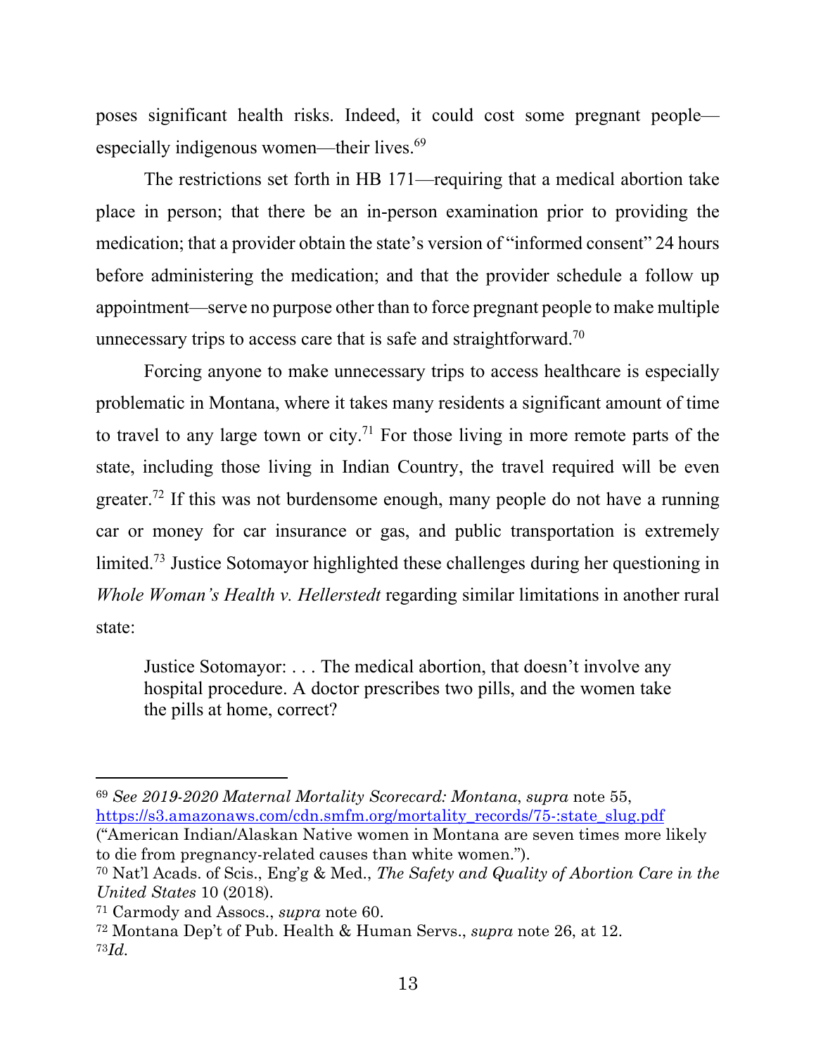poses significant health risks. Indeed, it could cost some pregnant people—especially indigenous women—their lives.[69]

The restrictions set forth in HB 171—requiring that a medical abortion take place in person; that there be an in-person examination prior to providing the medication; that a provider obtain the state's version of "informed consent" 24 hours before administering the medication; and that the provider schedule a follow up appointment—serve no purpose other than to force pregnant people to make multiple unnecessary trips to access care that is safe and straightforward.[70]

Forcing anyone to make unnecessary trips to access healthcare is especially problematic in Montana, where it takes many residents a significant amount of time to travel to any large town or city.[71] For those living in more remote parts of the state, including those living in Indian Country, the travel required will be even greater.[72] If this was not burdensome enough, many people do not have a running car or money for car insurance or gas, and public transportation is extremely limited.[73] Justice Sotomayor highlighted these challenges during her questioning in *Whole Woman's Health v. Hellerstedt* regarding similar limitations in another rural state:

> Justice Sotomayor: . . . The medical abortion, that doesn't involve any hospital procedure. A doctor prescribes two pills, and the women take the pills at home, correct?

---

[69] *See 2019-2020 Maternal Mortality Scorecard: Montana*, *supra* note 55, https://s3.amazonaws.com/cdn.smfm.org/mortality_records/75-:state_slug.pdf ("American Indian/Alaskan Native women in Montana are seven times more likely to die from pregnancy-related causes than white women.").

[70] Nat'l Acads. of Scis., Eng'g & Med., *The Safety and Quality of Abortion Care in the United States* 10 (2018).

[71] Carmody and Assocs., *supra* note 60.

[72] Montana Dep't of Pub. Health & Human Servs., *supra* note 26, at 12.

[73] *Id.*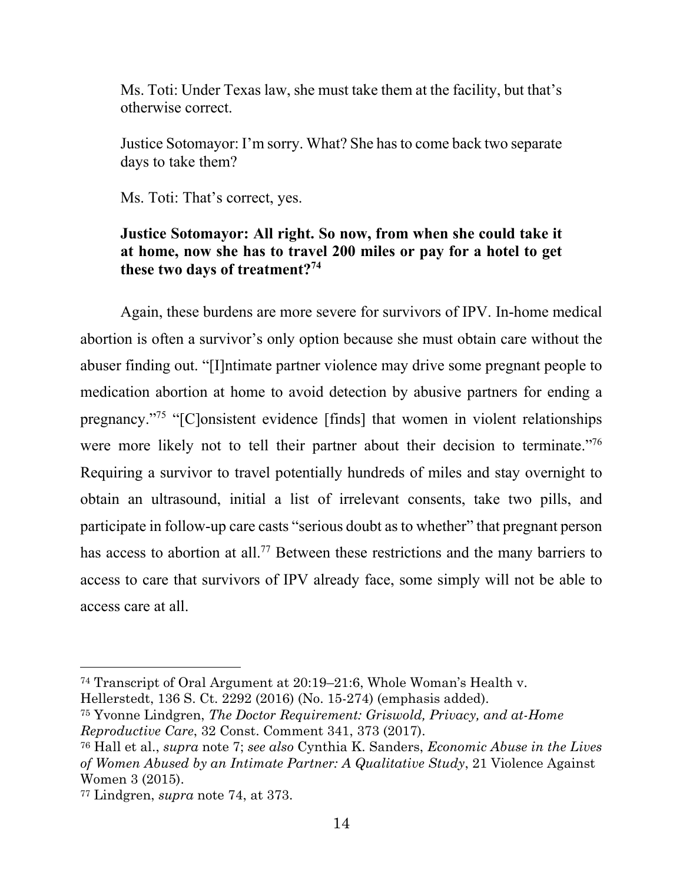> Ms. Toti: Under Texas law, she must take them at the facility, but that's otherwise correct.
>
> Justice Sotomayor: I'm sorry. What? She has to come back two separate days to take them?
>
> Ms. Toti: That's correct, yes.
>
> **Justice Sotomayor: All right. So now, from when she could take it at home, now she has to travel 200 miles or pay for a hotel to get these two days of treatment?**[74]

Again, these burdens are more severe for survivors of IPV. In-home medical abortion is often a survivor's only option because she must obtain care without the abuser finding out. "[I]ntimate partner violence may drive some pregnant people to medication abortion at home to avoid detection by abusive partners for ending a pregnancy."[75] "[C]onsistent evidence [finds] that women in violent relationships were more likely not to tell their partner about their decision to terminate."[76] Requiring a survivor to travel potentially hundreds of miles and stay overnight to obtain an ultrasound, initial a list of irrelevant consents, take two pills, and participate in follow-up care casts "serious doubt as to whether" that pregnant person has access to abortion at all.[77] Between these restrictions and the many barriers to access to care that survivors of IPV already face, some simply will not be able to access care at all.

---

[74] Transcript of Oral Argument at 20:19–21:6, Whole Woman's Health v. Hellerstedt, 136 S. Ct. 2292 (2016) (No. 15-274) (emphasis added).

[75] Yvonne Lindgren, *The Doctor Requirement: Griswold, Privacy, and at-Home Reproductive Care*, 32 Const. Comment 341, 373 (2017).

[76] Hall et al., *supra* note 7; *see also* Cynthia K. Sanders, *Economic Abuse in the Lives of Women Abused by an Intimate Partner: A Qualitative Study*, 21 Violence Against Women 3 (2015).

[77] Lindgren, *supra* note 74, at 373.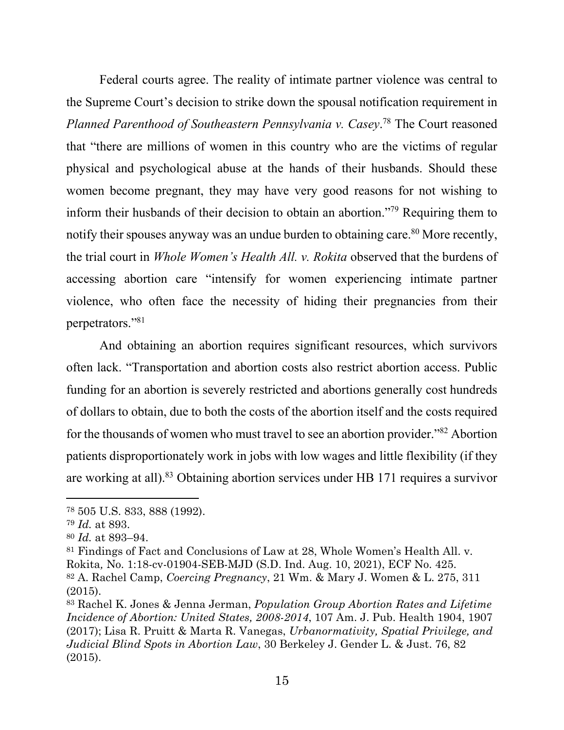Federal courts agree. The reality of intimate partner violence was central to the Supreme Court's decision to strike down the spousal notification requirement in *Planned Parenthood of Southeastern Pennsylvania v. Casey*.[78] The Court reasoned that "there are millions of women in this country who are the victims of regular physical and psychological abuse at the hands of their husbands. Should these women become pregnant, they may have very good reasons for not wishing to inform their husbands of their decision to obtain an abortion."[79] Requiring them to notify their spouses anyway was an undue burden to obtaining care.[80] More recently, the trial court in *Whole Women's Health All. v. Rokita* observed that the burdens of accessing abortion care "intensify for women experiencing intimate partner violence, who often face the necessity of hiding their pregnancies from their perpetrators."[81]

And obtaining an abortion requires significant resources, which survivors often lack. "Transportation and abortion costs also restrict abortion access. Public funding for an abortion is severely restricted and abortions generally cost hundreds of dollars to obtain, due to both the costs of the abortion itself and the costs required for the thousands of women who must travel to see an abortion provider."[82] Abortion patients disproportionately work in jobs with low wages and little flexibility (if they are working at all).[83] Obtaining abortion services under HB 171 requires a survivor

---

[78] 505 U.S. 833, 888 (1992).

[79] *Id.* at 893.

[80] *Id.* at 893–94.

[81] Findings of Fact and Conclusions of Law at 28, Whole Women's Health All. v. Rokita, No. 1:18-cv-01904-SEB-MJD (S.D. Ind. Aug. 10, 2021), ECF No. 425.

[82] A. Rachel Camp, *Coercing Pregnancy*, 21 Wm. & Mary J. Women & L. 275, 311 (2015).

[83] Rachel K. Jones & Jenna Jerman, *Population Group Abortion Rates and Lifetime Incidence of Abortion: United States, 2008-2014*, 107 Am. J. Pub. Health 1904, 1907 (2017); Lisa R. Pruitt & Marta R. Vanegas, *Urbanormativity, Spatial Privilege, and Judicial Blind Spots in Abortion Law*, 30 Berkeley J. Gender L. & Just. 76, 82 (2015).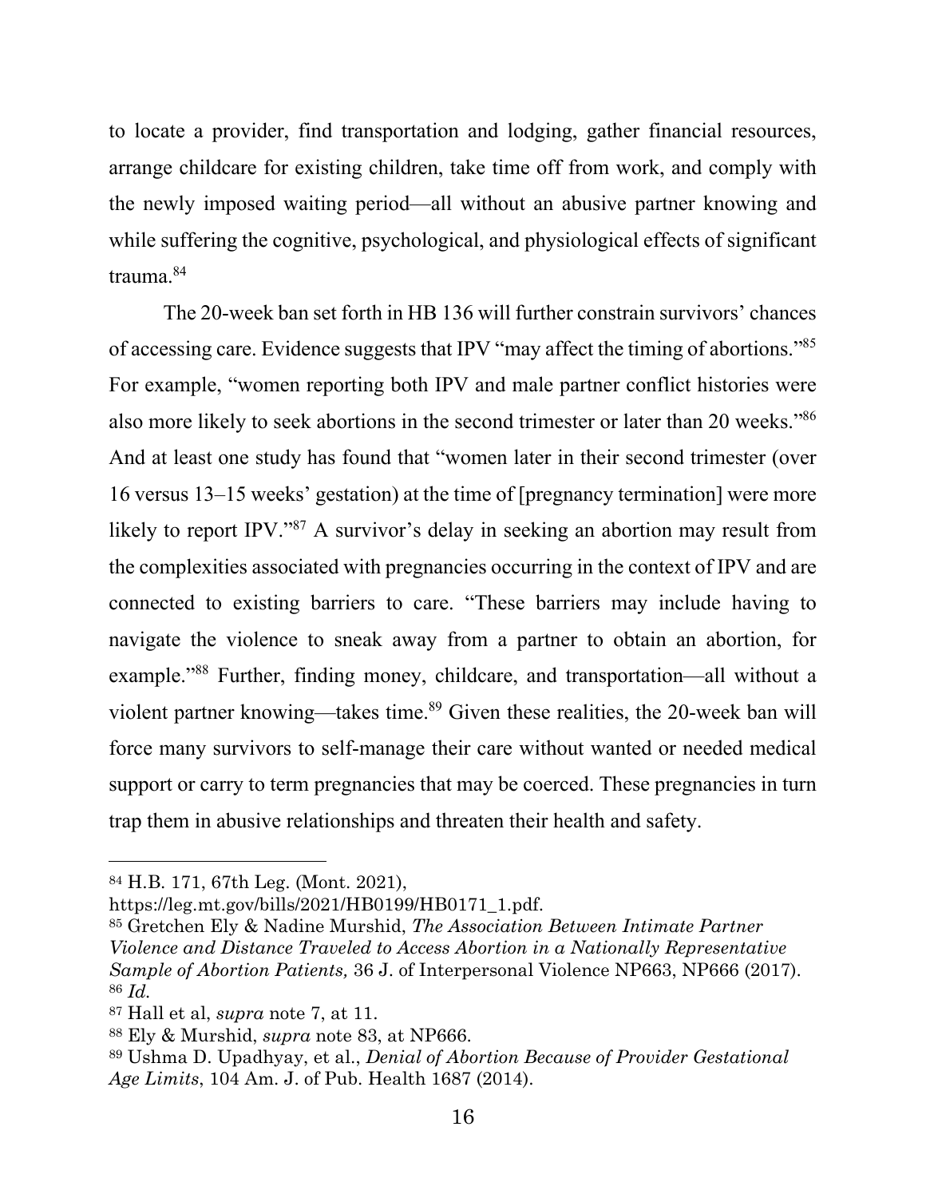to locate a provider, find transportation and lodging, gather financial resources, arrange childcare for existing children, take time off from work, and comply with the newly imposed waiting period—all without an abusive partner knowing and while suffering the cognitive, psychological, and physiological effects of significant trauma.[84]

The 20-week ban set forth in HB 136 will further constrain survivors' chances of accessing care. Evidence suggests that IPV "may affect the timing of abortions."[85] For example, "women reporting both IPV and male partner conflict histories were also more likely to seek abortions in the second trimester or later than 20 weeks."[86] And at least one study has found that "women later in their second trimester (over 16 versus 13–15 weeks' gestation) at the time of [pregnancy termination] were more likely to report IPV."[87] A survivor's delay in seeking an abortion may result from the complexities associated with pregnancies occurring in the context of IPV and are connected to existing barriers to care. "These barriers may include having to navigate the violence to sneak away from a partner to obtain an abortion, for example."[88] Further, finding money, childcare, and transportation—all without a violent partner knowing—takes time.[89] Given these realities, the 20-week ban will force many survivors to self-manage their care without wanted or needed medical support or carry to term pregnancies that may be coerced. These pregnancies in turn trap them in abusive relationships and threaten their health and safety.

---

[84] H.B. 171, 67th Leg. (Mont. 2021), https://leg.mt.gov/bills/2021/HB0199/HB0171_1.pdf.

[85] Gretchen Ely & Nadine Murshid, *The Association Between Intimate Partner Violence and Distance Traveled to Access Abortion in a Nationally Representative Sample of Abortion Patients,* 36 J. of Interpersonal Violence NP663, NP666 (2017).

[86] *Id.*

[87] Hall et al, *supra* note 7, at 11.

[88] Ely & Murshid, *supra* note 83, at NP666.

[89] Ushma D. Upadhyay, et al., *Denial of Abortion Because of Provider Gestational Age Limits*, 104 Am. J. of Pub. Health 1687 (2014).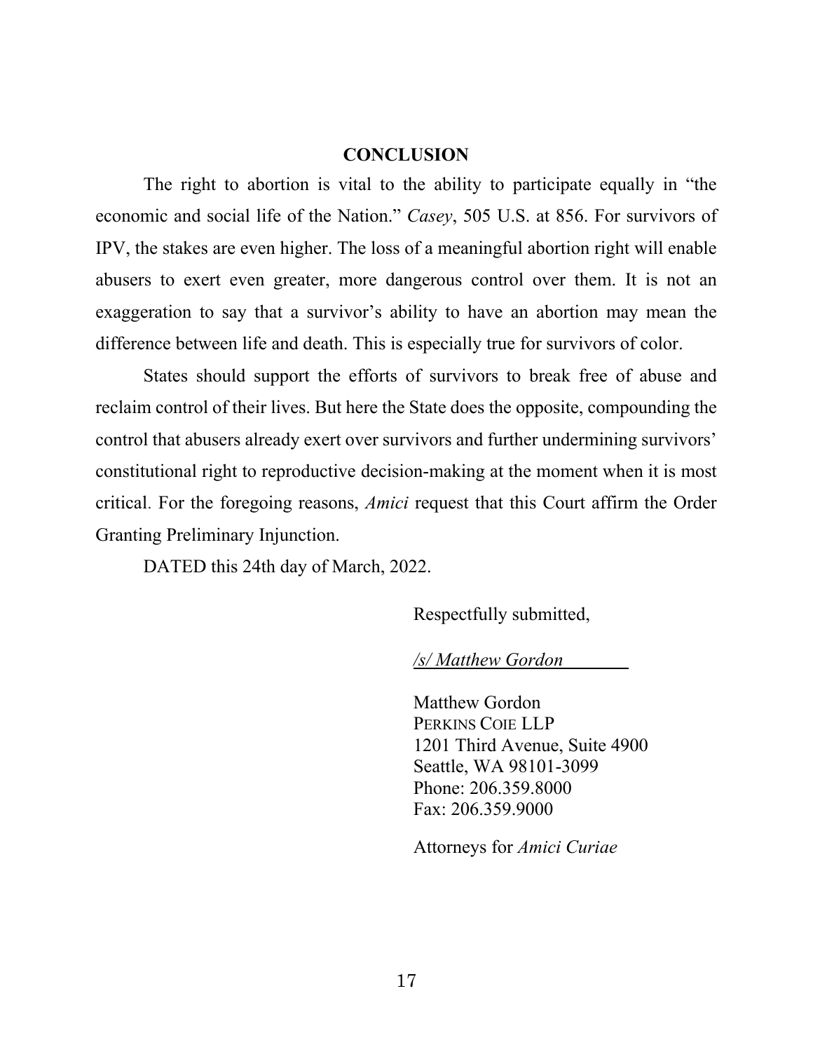## CONCLUSION

The right to abortion is vital to the ability to participate equally in "the economic and social life of the Nation." *Casey*, 505 U.S. at 856. For survivors of IPV, the stakes are even higher. The loss of a meaningful abortion right will enable abusers to exert even greater, more dangerous control over them. It is not an exaggeration to say that a survivor's ability to have an abortion may mean the difference between life and death. This is especially true for survivors of color.

States should support the efforts of survivors to break free of abuse and reclaim control of their lives. But here the State does the opposite, compounding the control that abusers already exert over survivors and further undermining survivors' constitutional right to reproductive decision-making at the moment when it is most critical. For the foregoing reasons, *Amici* request that this Court affirm the Order Granting Preliminary Injunction.

DATED this 24th day of March, 2022.

Respectfully submitted,

*/s/ Matthew Gordon*

Matthew Gordon
PERKINS COIE LLP
1201 Third Avenue, Suite 4900
Seattle, WA 98101-3099
Phone: 206.359.8000
Fax: 206.359.9000

Attorneys for *Amici Curiae*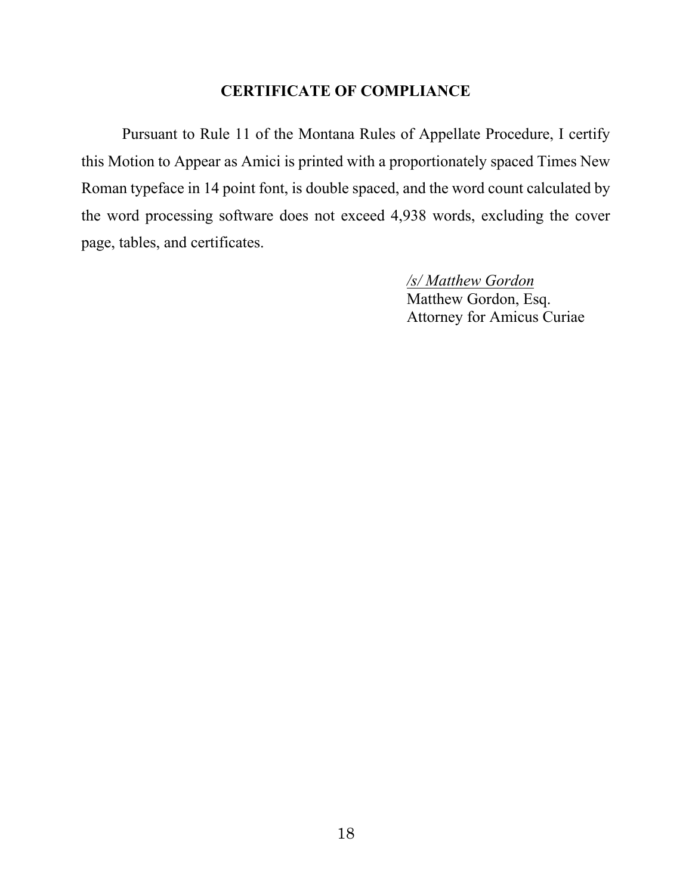## CERTIFICATE OF COMPLIANCE

Pursuant to Rule 11 of the Montana Rules of Appellate Procedure, I certify this Motion to Appear as Amici is printed with a proportionately spaced Times New Roman typeface in 14 point font, is double spaced, and the word count calculated by the word processing software does not exceed 4,938 words, excluding the cover page, tables, and certificates.

*/s/ Matthew Gordon*
Matthew Gordon, Esq.
Attorney for Amicus Curiae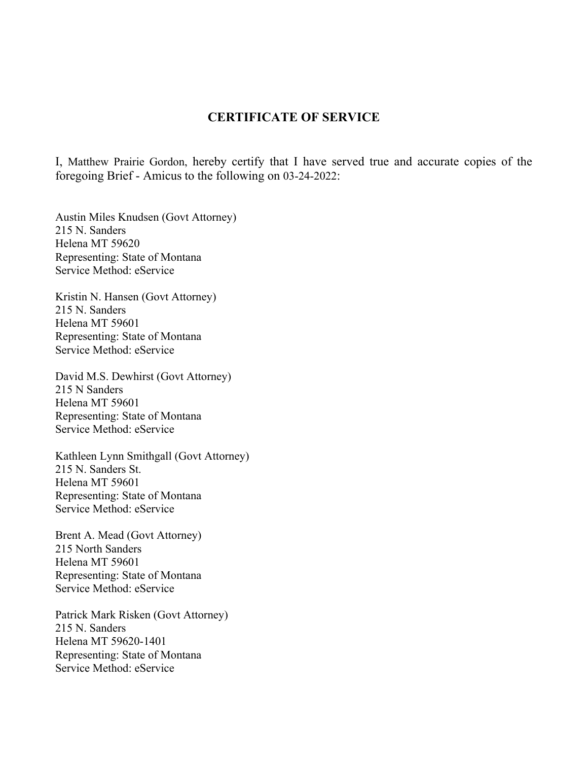## CERTIFICATE OF SERVICE

I, Matthew Prairie Gordon, hereby certify that I have served true and accurate copies of the foregoing Brief - Amicus to the following on 03-24-2022:

Austin Miles Knudsen (Govt Attorney)
215 N. Sanders
Helena MT 59620
Representing: State of Montana
Service Method: eService

Kristin N. Hansen (Govt Attorney)
215 N. Sanders
Helena MT 59601
Representing: State of Montana
Service Method: eService

David M.S. Dewhirst (Govt Attorney)
215 N Sanders
Helena MT 59601
Representing: State of Montana
Service Method: eService

Kathleen Lynn Smithgall (Govt Attorney)
215 N. Sanders St.
Helena MT 59601
Representing: State of Montana
Service Method: eService

Brent A. Mead (Govt Attorney)
215 North Sanders
Helena MT 59601
Representing: State of Montana
Service Method: eService

Patrick Mark Risken (Govt Attorney)
215 N. Sanders
Helena MT 59620-1401
Representing: State of Montana
Service Method: eService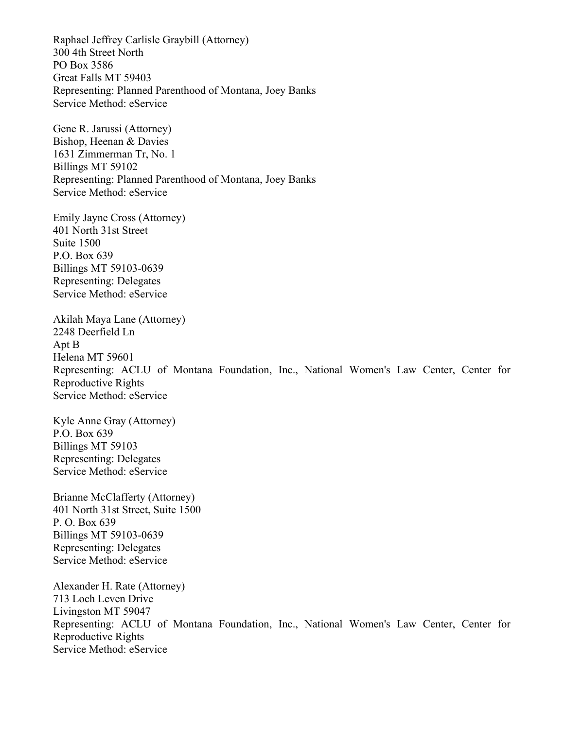Raphael Jeffrey Carlisle Graybill (Attorney)
300 4th Street North
PO Box 3586
Great Falls MT 59403
Representing: Planned Parenthood of Montana, Joey Banks
Service Method: eService

Gene R. Jarussi (Attorney)
Bishop, Heenan & Davies
1631 Zimmerman Tr, No. 1
Billings MT 59102
Representing: Planned Parenthood of Montana, Joey Banks
Service Method: eService

Emily Jayne Cross (Attorney)
401 North 31st Street
Suite 1500
P.O. Box 639
Billings MT 59103-0639
Representing: Delegates
Service Method: eService

Akilah Maya Lane (Attorney)
2248 Deerfield Ln
Apt B
Helena MT 59601
Representing: ACLU of Montana Foundation, Inc., National Women's Law Center, Center for Reproductive Rights
Service Method: eService

Kyle Anne Gray (Attorney)
P.O. Box 639
Billings MT 59103
Representing: Delegates
Service Method: eService

Brianne McClafferty (Attorney)
401 North 31st Street, Suite 1500
P. O. Box 639
Billings MT 59103-0639
Representing: Delegates
Service Method: eService

Alexander H. Rate (Attorney)
713 Loch Leven Drive
Livingston MT 59047
Representing: ACLU of Montana Foundation, Inc., National Women's Law Center, Center for Reproductive Rights
Service Method: eService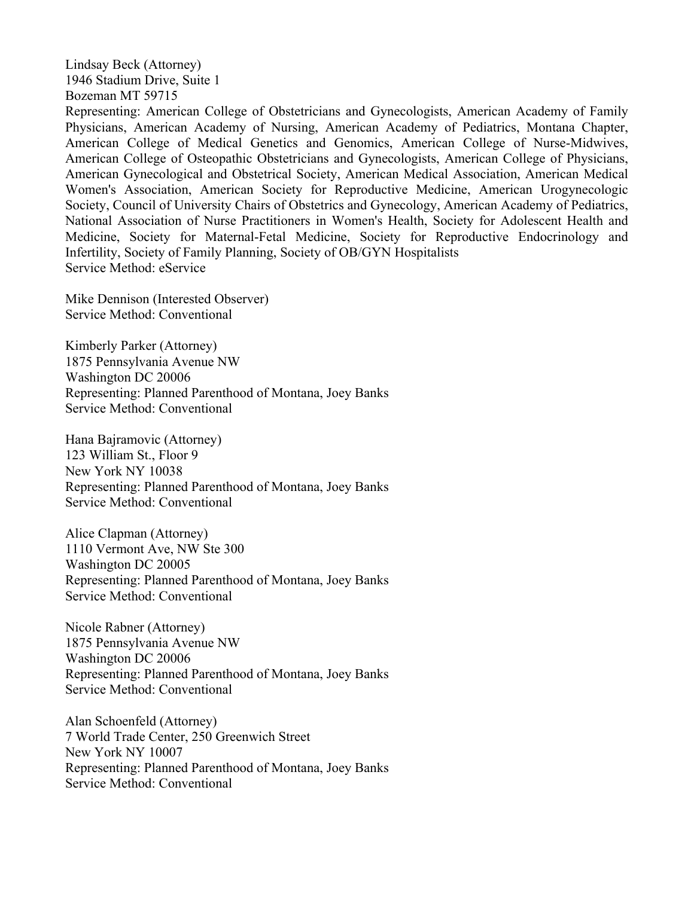Lindsay Beck (Attorney)
1946 Stadium Drive, Suite 1
Bozeman MT 59715
Representing: American College of Obstetricians and Gynecologists, American Academy of Family Physicians, American Academy of Nursing, American Academy of Pediatrics, Montana Chapter, American College of Medical Genetics and Genomics, American College of Nurse-Midwives, American College of Osteopathic Obstetricians and Gynecologists, American College of Physicians, American Gynecological and Obstetrical Society, American Medical Association, American Medical Women's Association, American Society for Reproductive Medicine, American Urogynecologic Society, Council of University Chairs of Obstetrics and Gynecology, American Academy of Pediatrics, National Association of Nurse Practitioners in Women's Health, Society for Adolescent Health and Medicine, Society for Maternal-Fetal Medicine, Society for Reproductive Endocrinology and Infertility, Society of Family Planning, Society of OB/GYN Hospitalists
Service Method: eService

Mike Dennison (Interested Observer)
Service Method: Conventional

Kimberly Parker (Attorney)
1875 Pennsylvania Avenue NW
Washington DC 20006
Representing: Planned Parenthood of Montana, Joey Banks
Service Method: Conventional

Hana Bajramovic (Attorney)
123 William St., Floor 9
New York NY 10038
Representing: Planned Parenthood of Montana, Joey Banks
Service Method: Conventional

Alice Clapman (Attorney)
1110 Vermont Ave, NW Ste 300
Washington DC 20005
Representing: Planned Parenthood of Montana, Joey Banks
Service Method: Conventional

Nicole Rabner (Attorney)
1875 Pennsylvania Avenue NW
Washington DC 20006
Representing: Planned Parenthood of Montana, Joey Banks
Service Method: Conventional

Alan Schoenfeld (Attorney)
7 World Trade Center, 250 Greenwich Street
New York NY 10007
Representing: Planned Parenthood of Montana, Joey Banks
Service Method: Conventional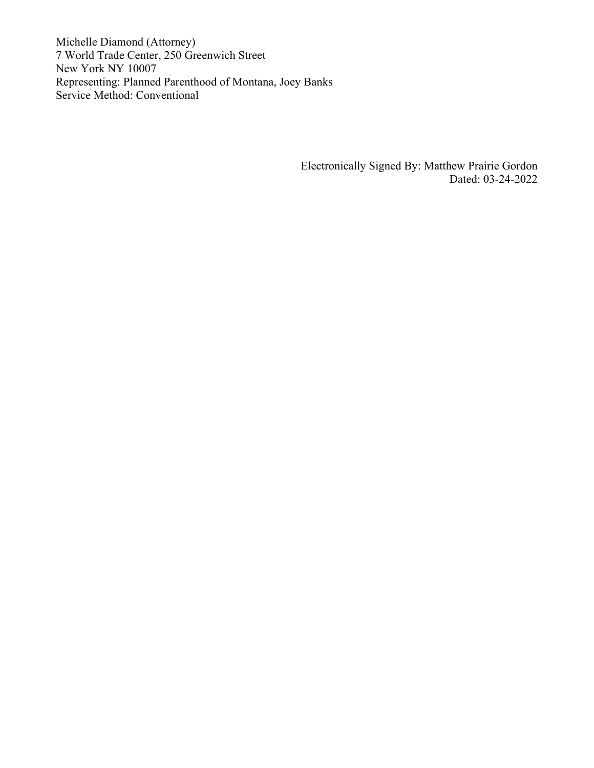Michelle Diamond (Attorney)
7 World Trade Center, 250 Greenwich Street
New York NY 10007
Representing: Planned Parenthood of Montana, Joey Banks
Service Method: Conventional

Electronically Signed By: Matthew Prairie Gordon
Dated: 03-24-2022